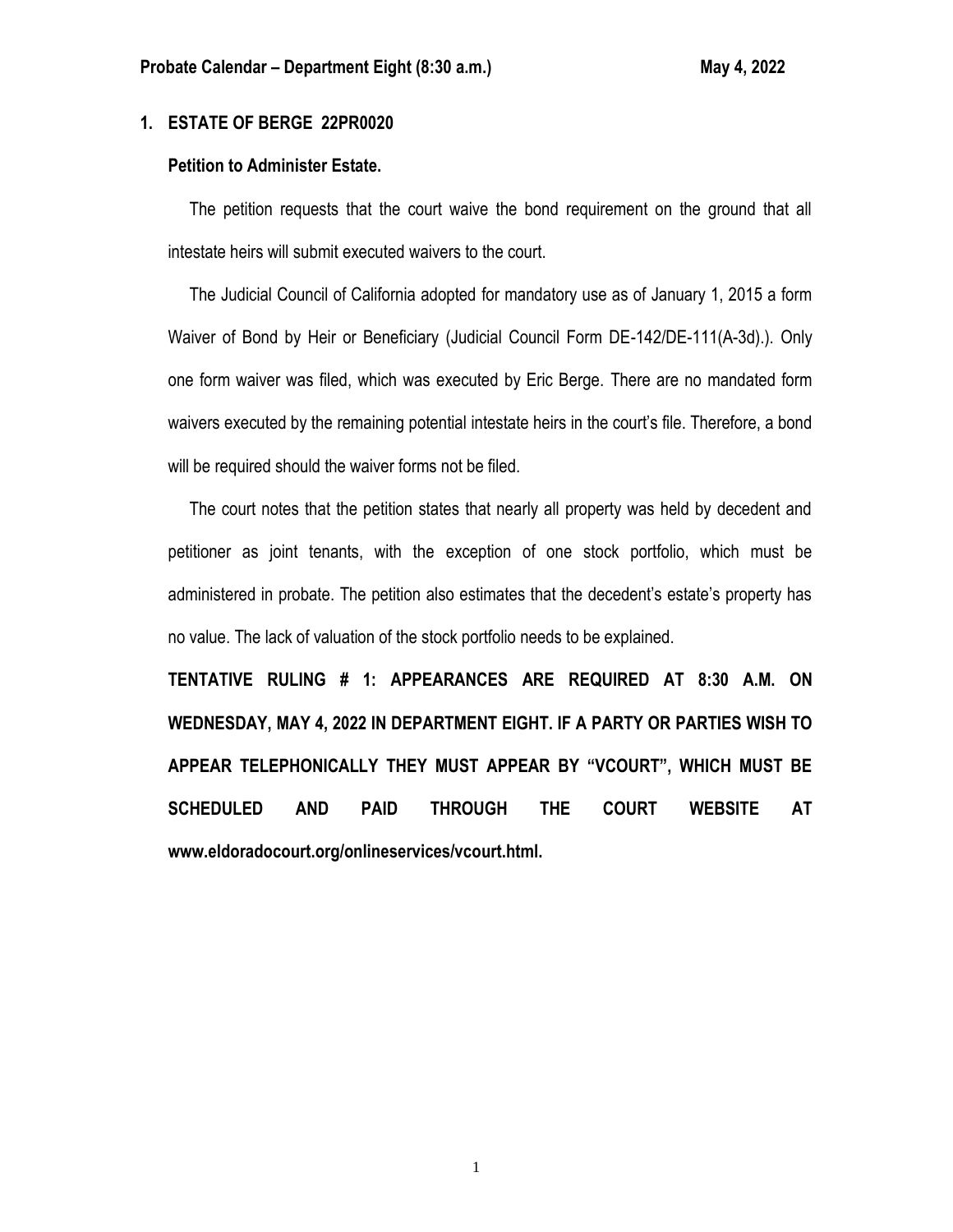## 1. ESTATE OF BERGE 22PR0020

### Petition to Administer Estate.

The petition requests that the court waive the bond requirement on the ground that all intestate heirs will submit executed waivers to the court.

The Judicial Council of California adopted for mandatory use as of January 1, 2015 a form Waiver of Bond by Heir or Beneficiary (Judicial Council Form DE-142/DE-111(A-3d).). Only one form waiver was filed, which was executed by Eric Berge. There are no mandated form waivers executed by the remaining potential intestate heirs in the court's file. Therefore, a bond will be required should the waiver forms not be filed.

The court notes that the petition states that nearly all property was held by decedent and petitioner as joint tenants, with the exception of one stock portfolio, which must be administered in probate. The petition also estimates that the decedent's estate's property has no value. The lack of valuation of the stock portfolio needs to be explained.

**TENTATIVE RULING # 1: APPEARANCES ARE REQUIRED AT 8:30 A.M. ON WEDNESDAY, MAY 4, 2022 IN DEPARTMENT EIGHT. IF A PARTY OR PARTIES WISH TO APPEAR TELEPHONICALLY THEY MUST APPEAR BY "VCOURT", WHICH MUST BE SCHEDULED AND PAID THROUGH THE COURT WEBSITE AT www.eldoradocourt.org/onlineservices/vcourt.html.**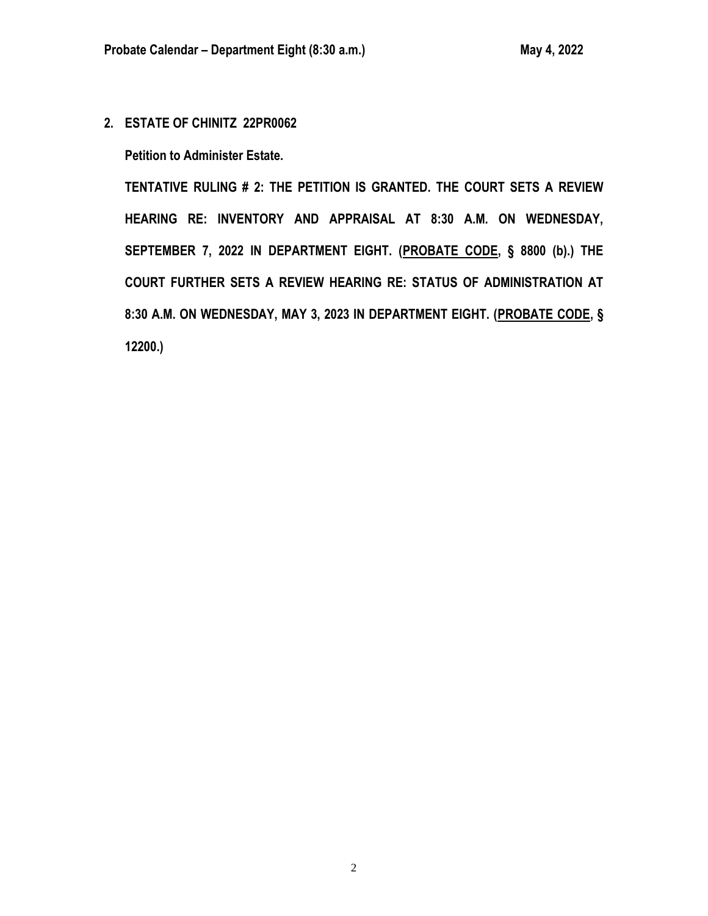**2. ESTATE OF CHINITZ 22PR0062**

**Petition to Administer Estate.**

**TENTATIVE RULING # 2: THE PETITION IS GRANTED. THE COURT SETS A REVIEW HEARING RE: INVENTORY AND APPRAISAL AT 8:30 A.M. ON WEDNESDAY, SEPTEMBER 7, 2022 IN DEPARTMENT EIGHT. (PROBATE CODE, § 8800 (b).) THE COURT FURTHER SETS A REVIEW HEARING RE: STATUS OF ADMINISTRATION AT 8:30 A.M. ON WEDNESDAY, MAY 3, 2023 IN DEPARTMENT EIGHT. (PROBATE CODE, § 12200.)**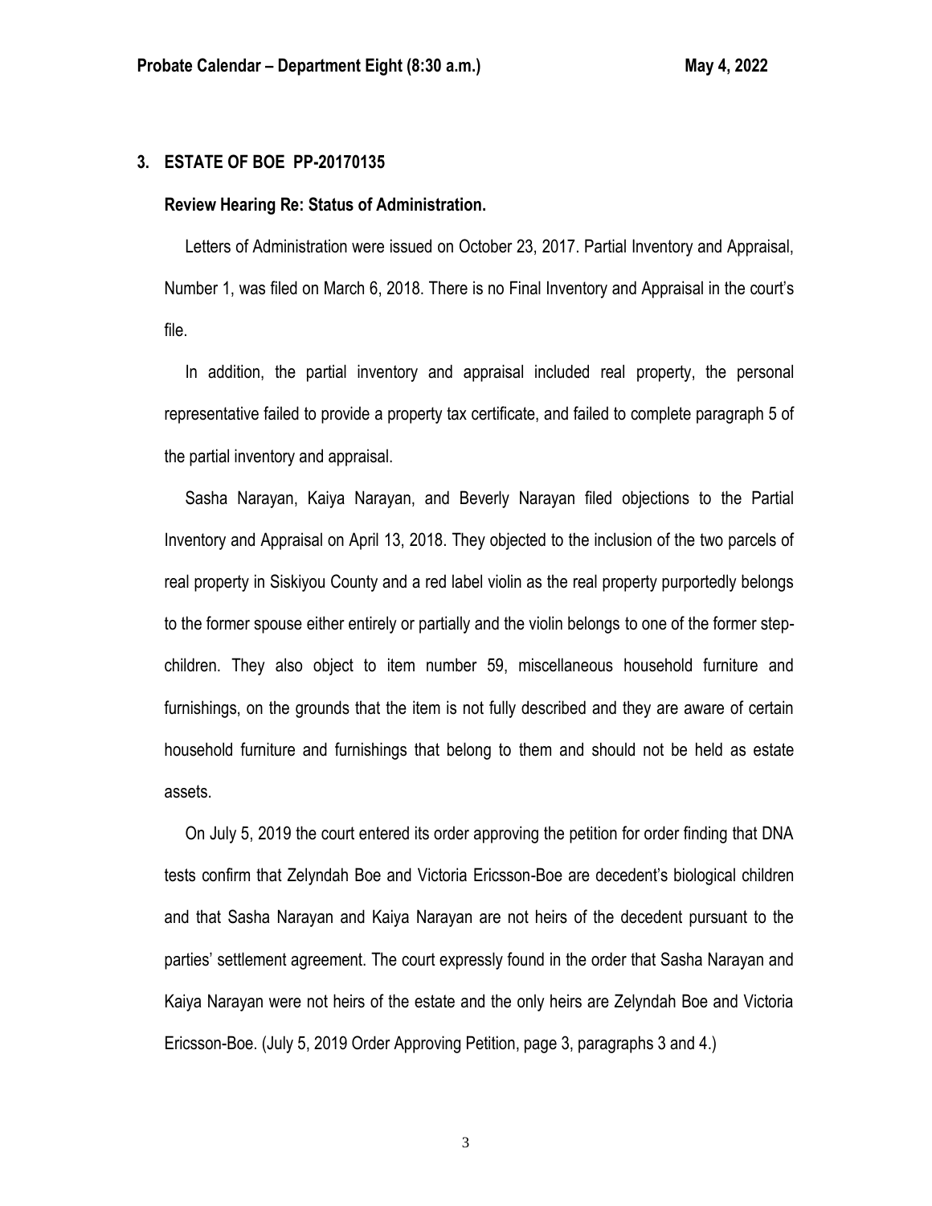### 3. ESTATE OF BOE PP-20170135

**Review Hearing Re: Status of Administration.**

Letters of Administration were issued on October 23, 2017. Partial Inventory and Appraisal, Number 1, was filed on March 6, 2018. There is no Final Inventory and Appraisal in the court's file.

In addition, the partial inventory and appraisal included real property, the personal representative failed to provide a property tax certificate, and failed to complete paragraph 5 of the partial inventory and appraisal.

Sasha Narayan, Kaiya Narayan, and Beverly Narayan filed objections to the Partial Inventory and Appraisal on April 13, 2018. They objected to the inclusion of the two parcels of real property in Siskiyou County and a red label violin as the real property purportedly belongs to the former spouse either entirely or partially and the violin belongs to one of the former step-children. They also object to item number 59, miscellaneous household furniture and furnishings, on the grounds that the item is not fully described and they are aware of certain household furniture and furnishings that belong to them and should not be held as estate assets.

On July 5, 2019 the court entered its order approving the petition for order finding that DNA tests confirm that Zelyndah Boe and Victoria Ericsson-Boe are decedent's biological children and that Sasha Narayan and Kaiya Narayan are not heirs of the decedent pursuant to the parties' settlement agreement. The court expressly found in the order that Sasha Narayan and Kaiya Narayan were not heirs of the estate and the only heirs are Zelyndah Boe and Victoria Ericsson-Boe. (July 5, 2019 Order Approving Petition, page 3, paragraphs 3 and 4.)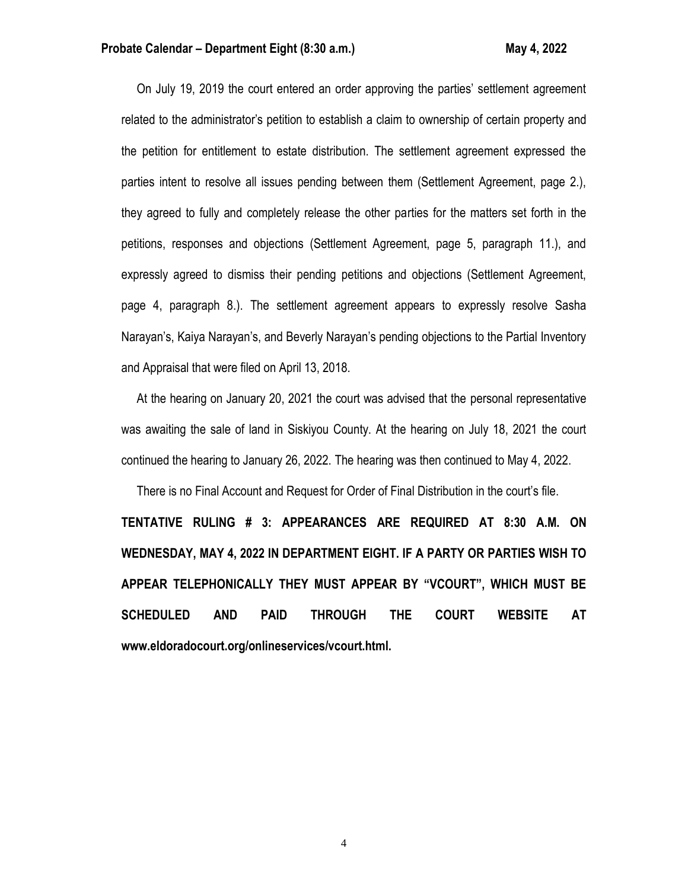On July 19, 2019 the court entered an order approving the parties' settlement agreement related to the administrator's petition to establish a claim to ownership of certain property and the petition for entitlement to estate distribution. The settlement agreement expressed the parties intent to resolve all issues pending between them (Settlement Agreement, page 2.), they agreed to fully and completely release the other parties for the matters set forth in the petitions, responses and objections (Settlement Agreement, page 5, paragraph 11.), and expressly agreed to dismiss their pending petitions and objections (Settlement Agreement, page 4, paragraph 8.). The settlement agreement appears to expressly resolve Sasha Narayan's, Kaiya Narayan's, and Beverly Narayan's pending objections to the Partial Inventory and Appraisal that were filed on April 13, 2018.

At the hearing on January 20, 2021 the court was advised that the personal representative was awaiting the sale of land in Siskiyou County. At the hearing on July 18, 2021 the court continued the hearing to January 26, 2022. The hearing was then continued to May 4, 2022.

There is no Final Account and Request for Order of Final Distribution in the court's file.

**TENTATIVE RULING # 3: APPEARANCES ARE REQUIRED AT 8:30 A.M. ON WEDNESDAY, MAY 4, 2022 IN DEPARTMENT EIGHT. IF A PARTY OR PARTIES WISH TO APPEAR TELEPHONICALLY THEY MUST APPEAR BY "VCOURT", WHICH MUST BE SCHEDULED AND PAID THROUGH THE COURT WEBSITE AT www.eldoradocourt.org/onlineservices/vcourt.html.**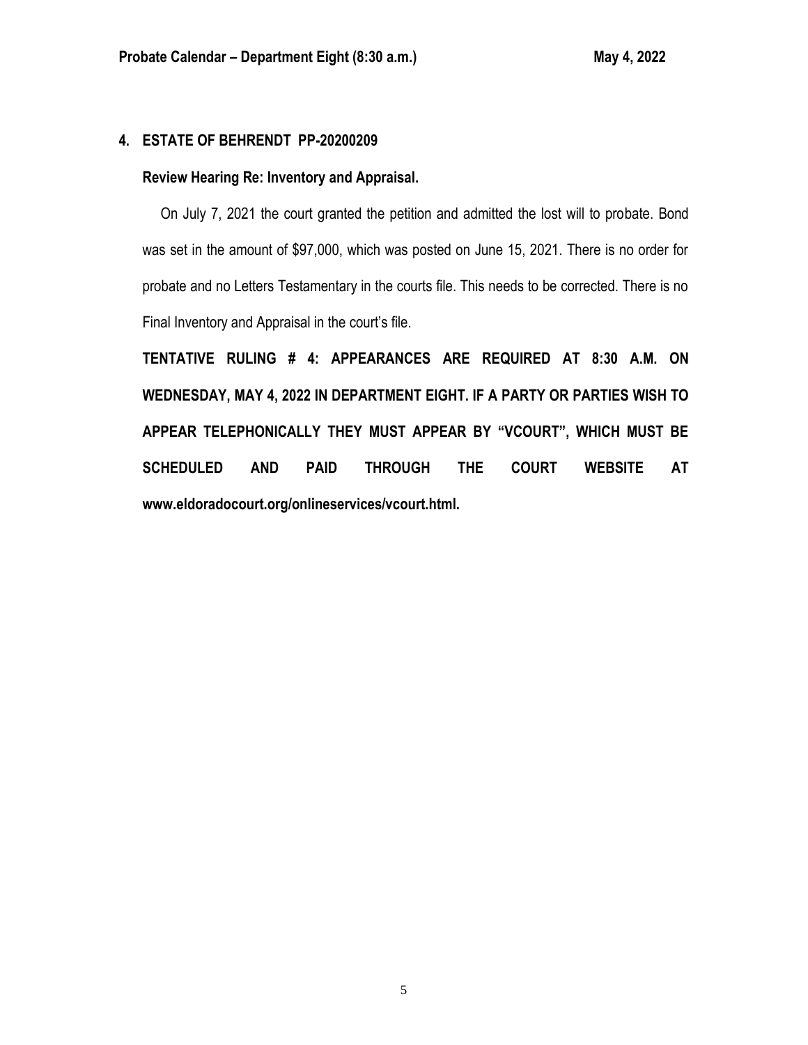## 4. ESTATE OF BEHRENDT PP-20200209

**Review Hearing Re: Inventory and Appraisal.**

On July 7, 2021 the court granted the petition and admitted the lost will to probate. Bond was set in the amount of $97,000, which was posted on June 15, 2021. There is no order for probate and no Letters Testamentary in the courts file. This needs to be corrected. There is no Final Inventory and Appraisal in the court's file.

**TENTATIVE RULING # 4: APPEARANCES ARE REQUIRED AT 8:30 A.M. ON WEDNESDAY, MAY 4, 2022 IN DEPARTMENT EIGHT. IF A PARTY OR PARTIES WISH TO APPEAR TELEPHONICALLY THEY MUST APPEAR BY "VCOURT", WHICH MUST BE SCHEDULED AND PAID THROUGH THE COURT WEBSITE AT www.eldoradocourt.org/onlineservices/vcourt.html.**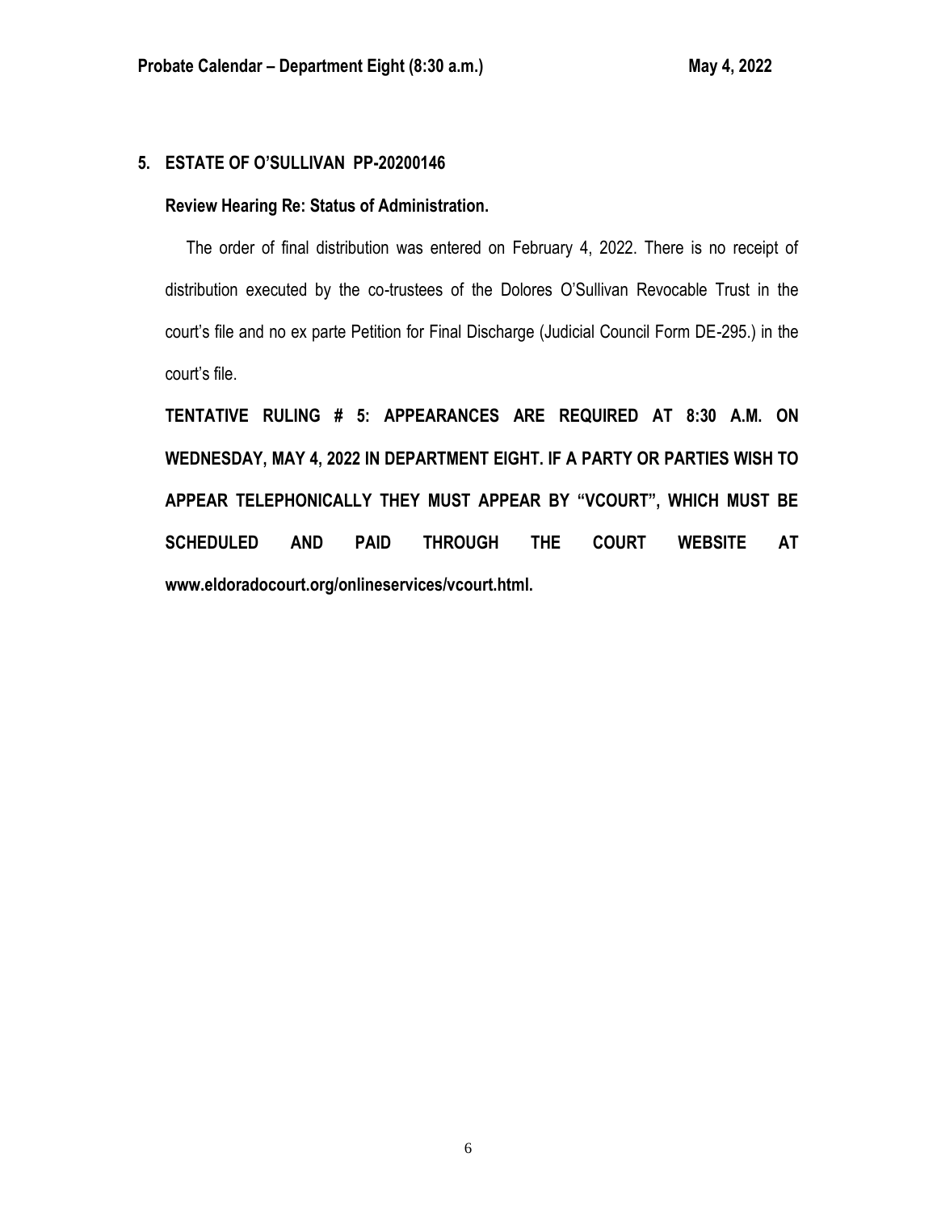## 5. ESTATE OF O'SULLIVAN PP-20200146

**Review Hearing Re: Status of Administration.**

The order of final distribution was entered on February 4, 2022. There is no receipt of distribution executed by the co-trustees of the Dolores O'Sullivan Revocable Trust in the court's file and no ex parte Petition for Final Discharge (Judicial Council Form DE-295.) in the court's file.

**TENTATIVE RULING # 5: APPEARANCES ARE REQUIRED AT 8:30 A.M. ON WEDNESDAY, MAY 4, 2022 IN DEPARTMENT EIGHT. IF A PARTY OR PARTIES WISH TO APPEAR TELEPHONICALLY THEY MUST APPEAR BY "VCOURT", WHICH MUST BE SCHEDULED AND PAID THROUGH THE COURT WEBSITE AT www.eldoradocourt.org/onlineservices/vcourt.html.**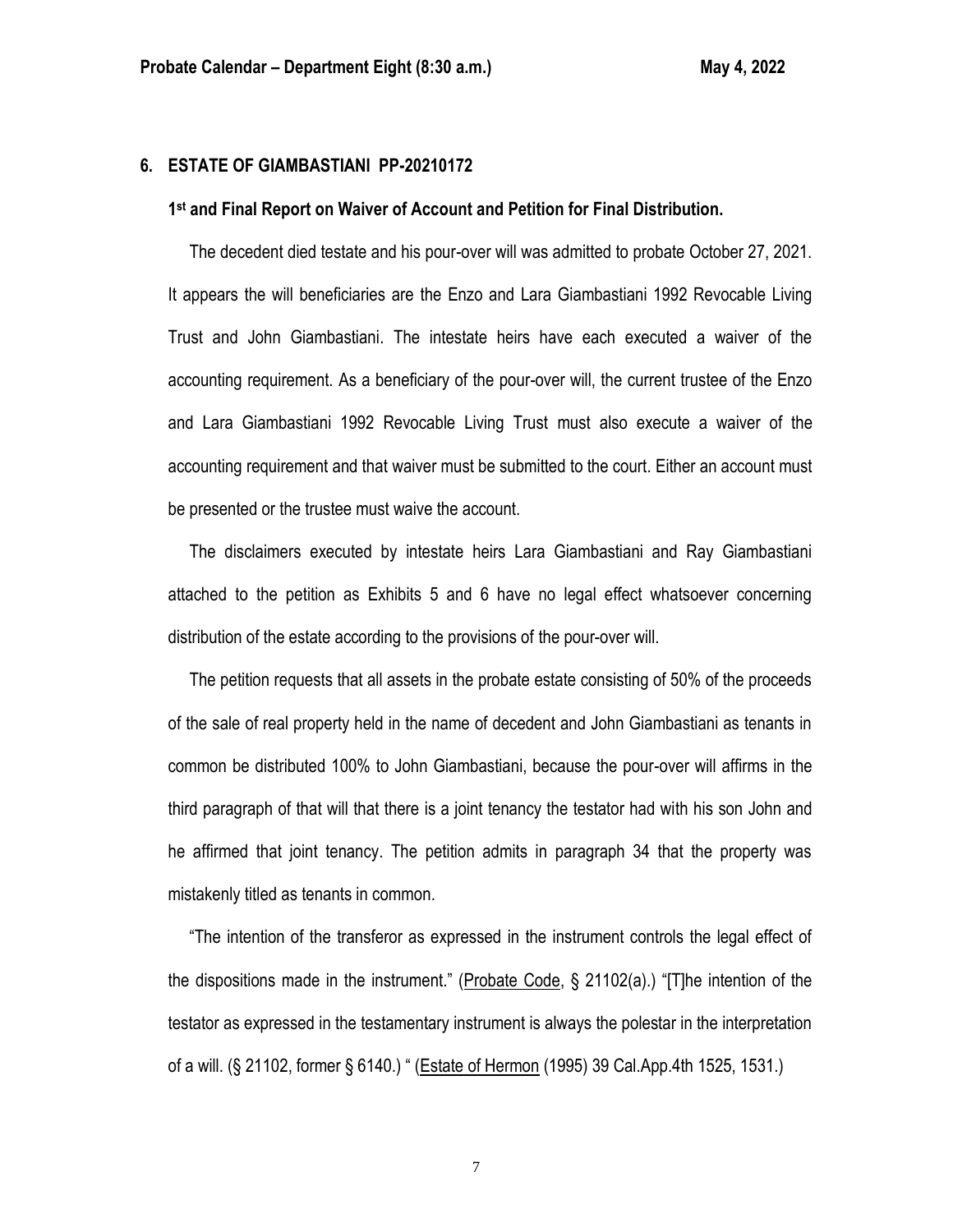## 6. ESTATE OF GIAMBASTIANI PP-20210172

### 1st and Final Report on Waiver of Account and Petition for Final Distribution.

The decedent died testate and his pour-over will was admitted to probate October 27, 2021. It appears the will beneficiaries are the Enzo and Lara Giambastiani 1992 Revocable Living Trust and John Giambastiani. The intestate heirs have each executed a waiver of the accounting requirement. As a beneficiary of the pour-over will, the current trustee of the Enzo and Lara Giambastiani 1992 Revocable Living Trust must also execute a waiver of the accounting requirement and that waiver must be submitted to the court. Either an account must be presented or the trustee must waive the account.

The disclaimers executed by intestate heirs Lara Giambastiani and Ray Giambastiani attached to the petition as Exhibits 5 and 6 have no legal effect whatsoever concerning distribution of the estate according to the provisions of the pour-over will.

The petition requests that all assets in the probate estate consisting of 50% of the proceeds of the sale of real property held in the name of decedent and John Giambastiani as tenants in common be distributed 100% to John Giambastiani, because the pour-over will affirms in the third paragraph of that will that there is a joint tenancy the testator had with his son John and he affirmed that joint tenancy. The petition admits in paragraph 34 that the property was mistakenly titled as tenants in common.

"The intention of the transferor as expressed in the instrument controls the legal effect of the dispositions made in the instrument." (Probate Code, § 21102(a).) "[T]he intention of the testator as expressed in the testamentary instrument is always the polestar in the interpretation of a will. (§ 21102, former § 6140.) " (Estate of Hermon (1995) 39 Cal.App.4th 1525, 1531.)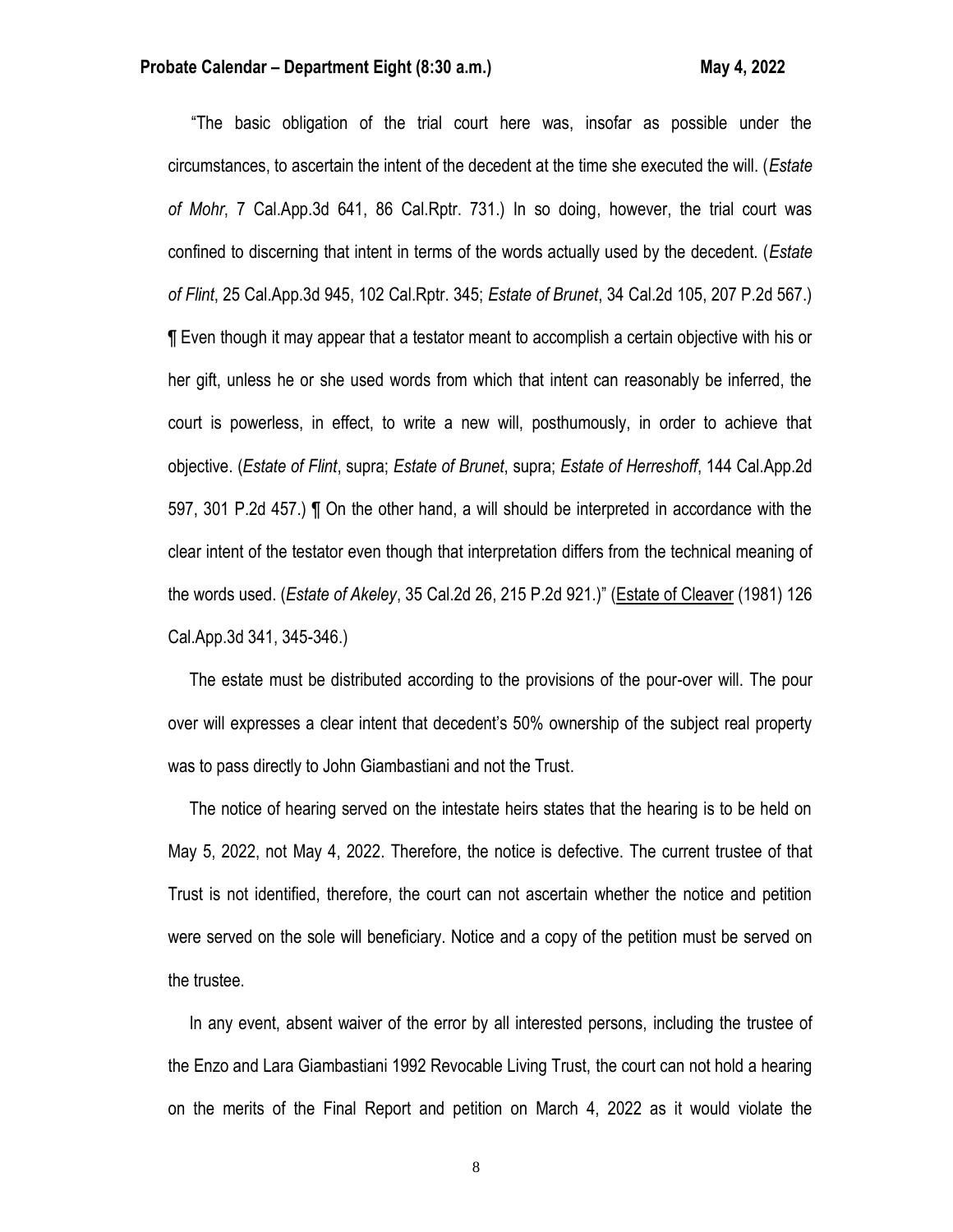"The basic obligation of the trial court here was, insofar as possible under the circumstances, to ascertain the intent of the decedent at the time she executed the will. (*Estate of Mohr*, 7 Cal.App.3d 641, 86 Cal.Rptr. 731.) In so doing, however, the trial court was confined to discerning that intent in terms of the words actually used by the decedent. (*Estate of Flint*, 25 Cal.App.3d 945, 102 Cal.Rptr. 345; *Estate of Brunet*, 34 Cal.2d 105, 207 P.2d 567.) ¶ Even though it may appear that a testator meant to accomplish a certain objective with his or her gift, unless he or she used words from which that intent can reasonably be inferred, the court is powerless, in effect, to write a new will, posthumously, in order to achieve that objective. (*Estate of Flint*, supra; *Estate of Brunet*, supra; *Estate of Herreshoff*, 144 Cal.App.2d 597, 301 P.2d 457.) ¶ On the other hand, a will should be interpreted in accordance with the clear intent of the testator even though that interpretation differs from the technical meaning of the words used. (*Estate of Akeley*, 35 Cal.2d 26, 215 P.2d 921.)" (Estate of Cleaver (1981) 126 Cal.App.3d 341, 345-346.)

The estate must be distributed according to the provisions of the pour-over will. The pour over will expresses a clear intent that decedent's 50% ownership of the subject real property was to pass directly to John Giambastiani and not the Trust.

The notice of hearing served on the intestate heirs states that the hearing is to be held on May 5, 2022, not May 4, 2022. Therefore, the notice is defective. The current trustee of that Trust is not identified, therefore, the court can not ascertain whether the notice and petition were served on the sole will beneficiary. Notice and a copy of the petition must be served on the trustee.

In any event, absent waiver of the error by all interested persons, including the trustee of the Enzo and Lara Giambastiani 1992 Revocable Living Trust, the court can not hold a hearing on the merits of the Final Report and petition on March 4, 2022 as it would violate the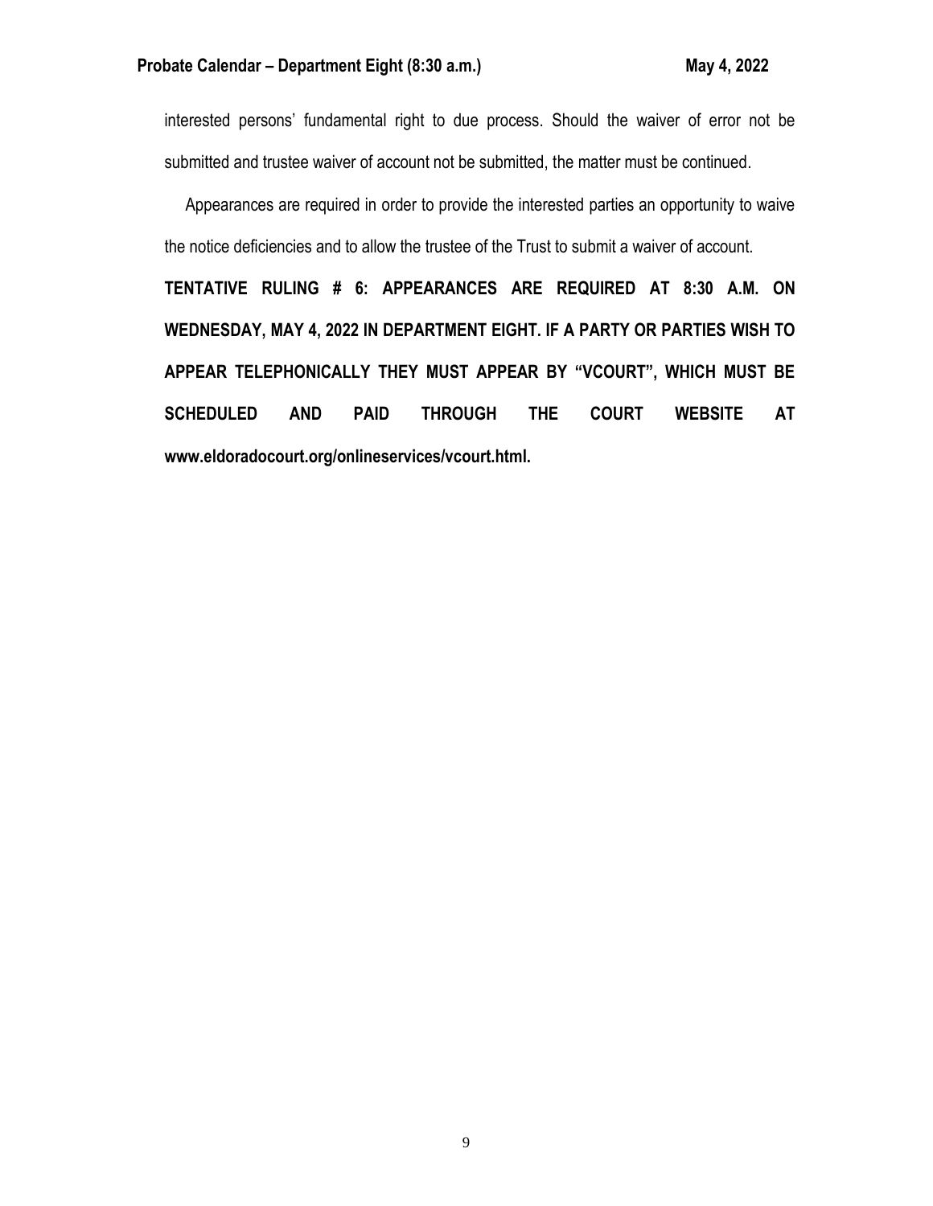interested persons' fundamental right to due process. Should the waiver of error not be submitted and trustee waiver of account not be submitted, the matter must be continued.

Appearances are required in order to provide the interested parties an opportunity to waive the notice deficiencies and to allow the trustee of the Trust to submit a waiver of account.

**TENTATIVE RULING # 6: APPEARANCES ARE REQUIRED AT 8:30 A.M. ON WEDNESDAY, MAY 4, 2022 IN DEPARTMENT EIGHT. IF A PARTY OR PARTIES WISH TO APPEAR TELEPHONICALLY THEY MUST APPEAR BY "VCOURT", WHICH MUST BE SCHEDULED AND PAID THROUGH THE COURT WEBSITE AT www.eldoradocourt.org/onlineservices/vcourt.html.**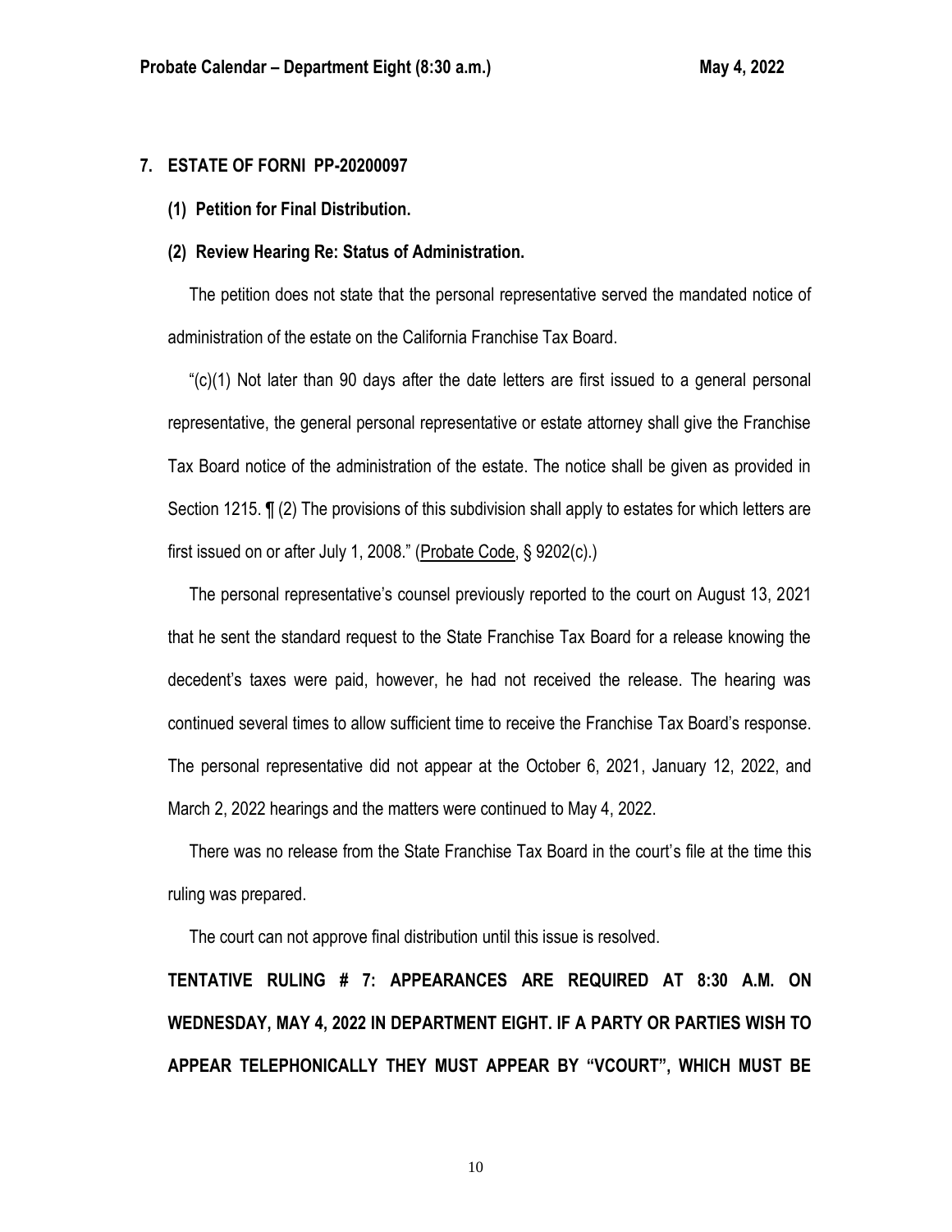## 7. ESTATE OF FORNI PP-20200097

### (1) Petition for Final Distribution.

### (2) Review Hearing Re: Status of Administration.

The petition does not state that the personal representative served the mandated notice of administration of the estate on the California Franchise Tax Board.

"(c)(1) Not later than 90 days after the date letters are first issued to a general personal representative, the general personal representative or estate attorney shall give the Franchise Tax Board notice of the administration of the estate. The notice shall be given as provided in Section 1215. ¶ (2) The provisions of this subdivision shall apply to estates for which letters are first issued on or after July 1, 2008." (Probate Code, § 9202(c).)

The personal representative's counsel previously reported to the court on August 13, 2021 that he sent the standard request to the State Franchise Tax Board for a release knowing the decedent's taxes were paid, however, he had not received the release. The hearing was continued several times to allow sufficient time to receive the Franchise Tax Board's response. The personal representative did not appear at the October 6, 2021, January 12, 2022, and March 2, 2022 hearings and the matters were continued to May 4, 2022.

There was no release from the State Franchise Tax Board in the court's file at the time this ruling was prepared.

The court can not approve final distribution until this issue is resolved.

**TENTATIVE RULING # 7: APPEARANCES ARE REQUIRED AT 8:30 A.M. ON WEDNESDAY, MAY 4, 2022 IN DEPARTMENT EIGHT. IF A PARTY OR PARTIES WISH TO APPEAR TELEPHONICALLY THEY MUST APPEAR BY "VCOURT", WHICH MUST BE**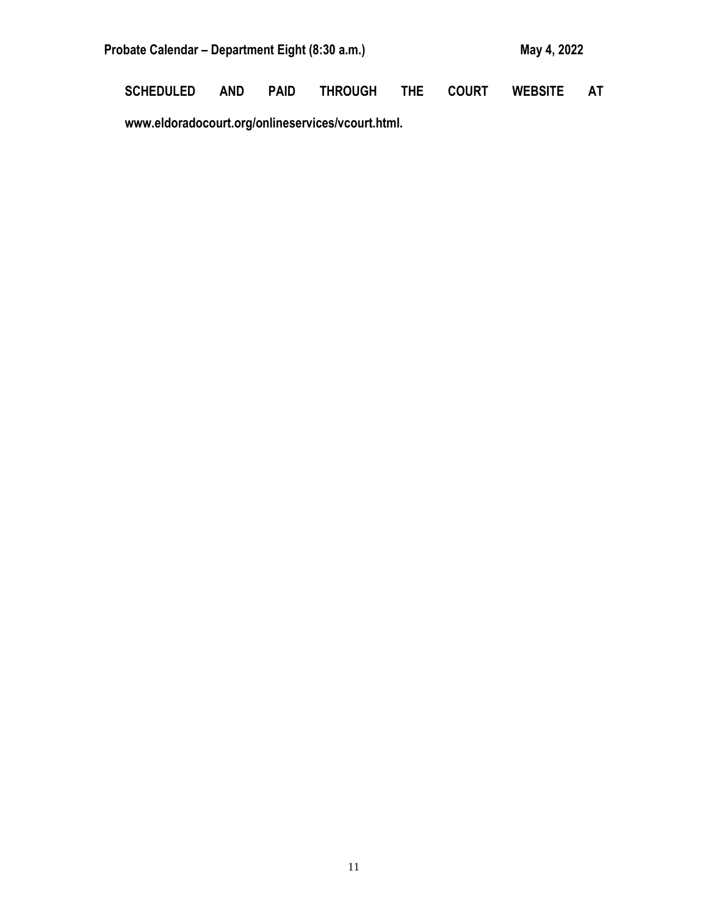**SCHEDULED AND PAID THROUGH THE COURT WEBSITE AT www.eldoradocourt.org/onlineservices/vcourt.html.**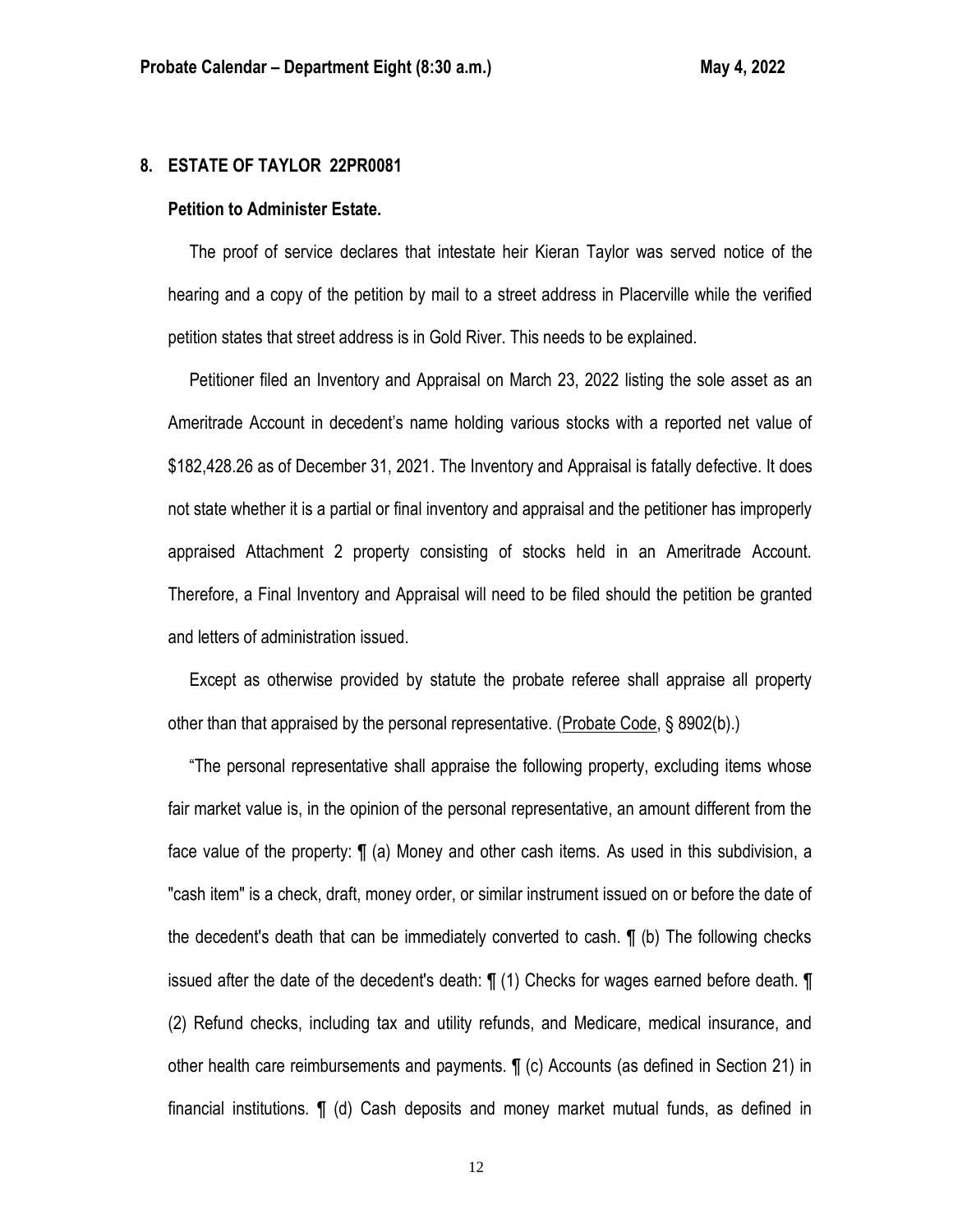## 8. ESTATE OF TAYLOR 22PR0081

### Petition to Administer Estate.

The proof of service declares that intestate heir Kieran Taylor was served notice of the hearing and a copy of the petition by mail to a street address in Placerville while the verified petition states that street address is in Gold River. This needs to be explained.

Petitioner filed an Inventory and Appraisal on March 23, 2022 listing the sole asset as an Ameritrade Account in decedent's name holding various stocks with a reported net value of $182,428.26 as of December 31, 2021. The Inventory and Appraisal is fatally defective. It does not state whether it is a partial or final inventory and appraisal and the petitioner has improperly appraised Attachment 2 property consisting of stocks held in an Ameritrade Account. Therefore, a Final Inventory and Appraisal will need to be filed should the petition be granted and letters of administration issued.

Except as otherwise provided by statute the probate referee shall appraise all property other than that appraised by the personal representative. (Probate Code, § 8902(b).)

"The personal representative shall appraise the following property, excluding items whose fair market value is, in the opinion of the personal representative, an amount different from the face value of the property: ¶ (a) Money and other cash items. As used in this subdivision, a "cash item" is a check, draft, money order, or similar instrument issued on or before the date of the decedent's death that can be immediately converted to cash. ¶ (b) The following checks issued after the date of the decedent's death: ¶ (1) Checks for wages earned before death. ¶ (2) Refund checks, including tax and utility refunds, and Medicare, medical insurance, and other health care reimbursements and payments. ¶ (c) Accounts (as defined in Section 21) in financial institutions. ¶ (d) Cash deposits and money market mutual funds, as defined in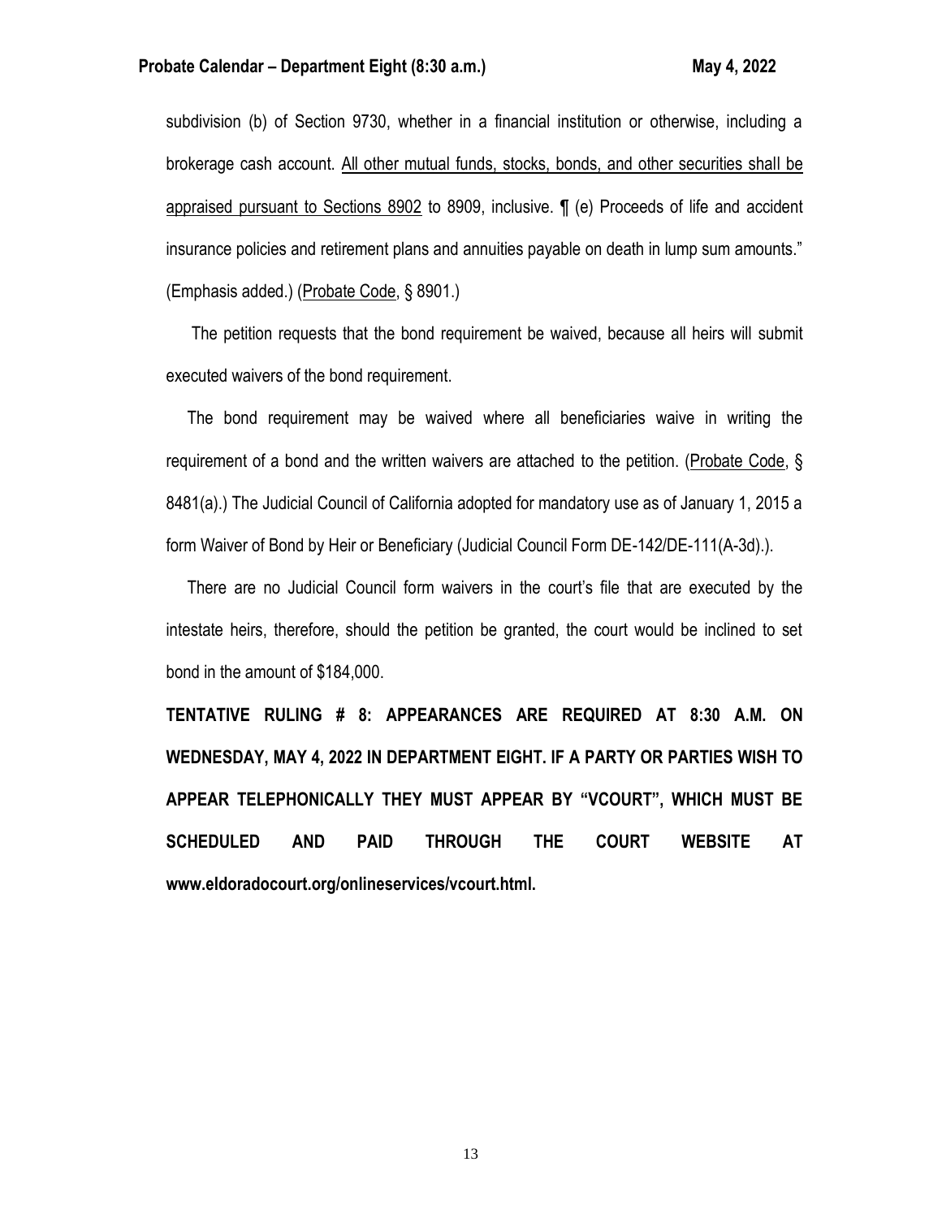subdivision (b) of Section 9730, whether in a financial institution or otherwise, including a brokerage cash account. All other mutual funds, stocks, bonds, and other securities shall be appraised pursuant to Sections 8902 to 8909, inclusive. ¶ (e) Proceeds of life and accident insurance policies and retirement plans and annuities payable on death in lump sum amounts." (Emphasis added.) (Probate Code, § 8901.)

The petition requests that the bond requirement be waived, because all heirs will submit executed waivers of the bond requirement.

The bond requirement may be waived where all beneficiaries waive in writing the requirement of a bond and the written waivers are attached to the petition. (Probate Code, § 8481(a).) The Judicial Council of California adopted for mandatory use as of January 1, 2015 a form Waiver of Bond by Heir or Beneficiary (Judicial Council Form DE-142/DE-111(A-3d).).

There are no Judicial Council form waivers in the court's file that are executed by the intestate heirs, therefore, should the petition be granted, the court would be inclined to set bond in the amount of $184,000.

**TENTATIVE RULING # 8: APPEARANCES ARE REQUIRED AT 8:30 A.M. ON WEDNESDAY, MAY 4, 2022 IN DEPARTMENT EIGHT. IF A PARTY OR PARTIES WISH TO APPEAR TELEPHONICALLY THEY MUST APPEAR BY "VCOURT", WHICH MUST BE SCHEDULED AND PAID THROUGH THE COURT WEBSITE AT www.eldoradocourt.org/onlineservices/vcourt.html.**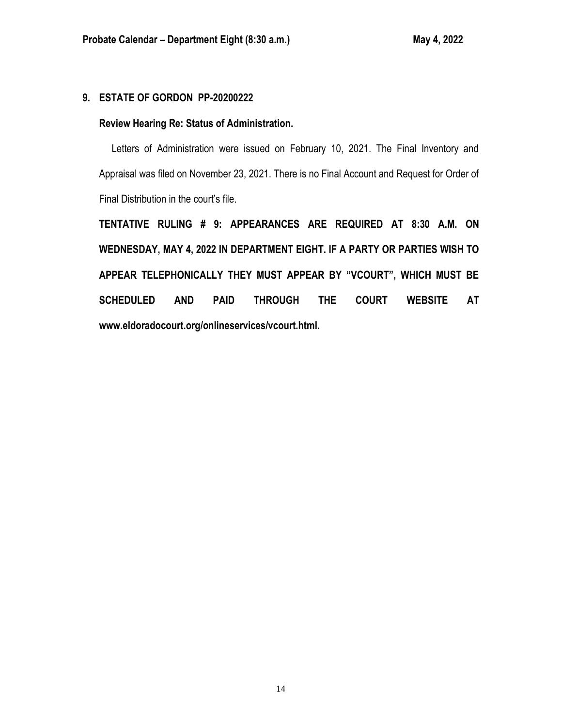## 9. ESTATE OF GORDON PP-20200222

**Review Hearing Re: Status of Administration.**

Letters of Administration were issued on February 10, 2021. The Final Inventory and Appraisal was filed on November 23, 2021. There is no Final Account and Request for Order of Final Distribution in the court's file.

**TENTATIVE RULING # 9: APPEARANCES ARE REQUIRED AT 8:30 A.M. ON WEDNESDAY, MAY 4, 2022 IN DEPARTMENT EIGHT. IF A PARTY OR PARTIES WISH TO APPEAR TELEPHONICALLY THEY MUST APPEAR BY "VCOURT", WHICH MUST BE SCHEDULED AND PAID THROUGH THE COURT WEBSITE AT www.eldoradocourt.org/onlineservices/vcourt.html.**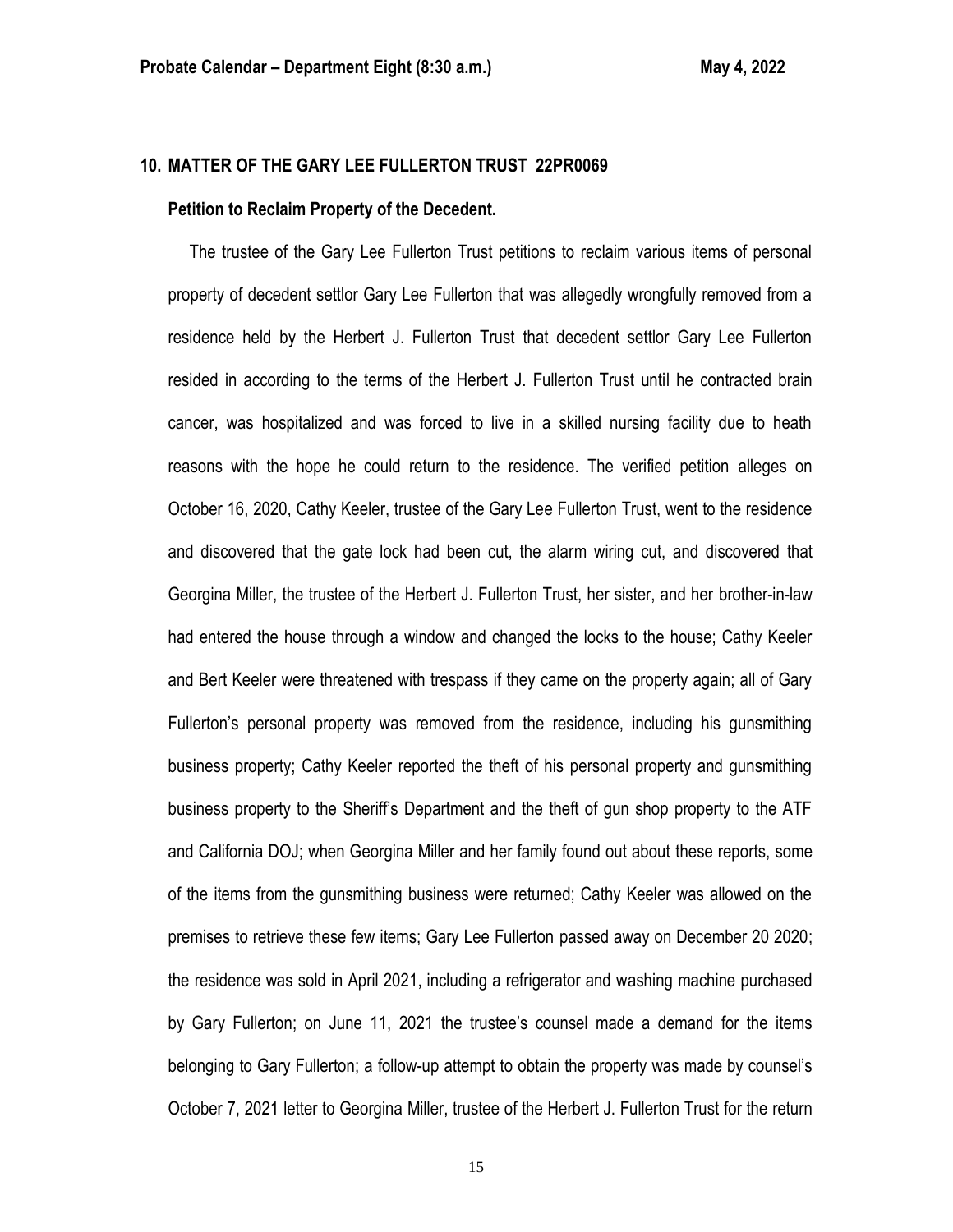## 10. MATTER OF THE GARY LEE FULLERTON TRUST 22PR0069

**Petition to Reclaim Property of the Decedent.**

The trustee of the Gary Lee Fullerton Trust petitions to reclaim various items of personal property of decedent settlor Gary Lee Fullerton that was allegedly wrongfully removed from a residence held by the Herbert J. Fullerton Trust that decedent settlor Gary Lee Fullerton resided in according to the terms of the Herbert J. Fullerton Trust until he contracted brain cancer, was hospitalized and was forced to live in a skilled nursing facility due to heath reasons with the hope he could return to the residence. The verified petition alleges on October 16, 2020, Cathy Keeler, trustee of the Gary Lee Fullerton Trust, went to the residence and discovered that the gate lock had been cut, the alarm wiring cut, and discovered that Georgina Miller, the trustee of the Herbert J. Fullerton Trust, her sister, and her brother-in-law had entered the house through a window and changed the locks to the house; Cathy Keeler and Bert Keeler were threatened with trespass if they came on the property again; all of Gary Fullerton's personal property was removed from the residence, including his gunsmithing business property; Cathy Keeler reported the theft of his personal property and gunsmithing business property to the Sheriff's Department and the theft of gun shop property to the ATF and California DOJ; when Georgina Miller and her family found out about these reports, some of the items from the gunsmithing business were returned; Cathy Keeler was allowed on the premises to retrieve these few items; Gary Lee Fullerton passed away on December 20 2020; the residence was sold in April 2021, including a refrigerator and washing machine purchased by Gary Fullerton; on June 11, 2021 the trustee's counsel made a demand for the items belonging to Gary Fullerton; a follow-up attempt to obtain the property was made by counsel's October 7, 2021 letter to Georgina Miller, trustee of the Herbert J. Fullerton Trust for the return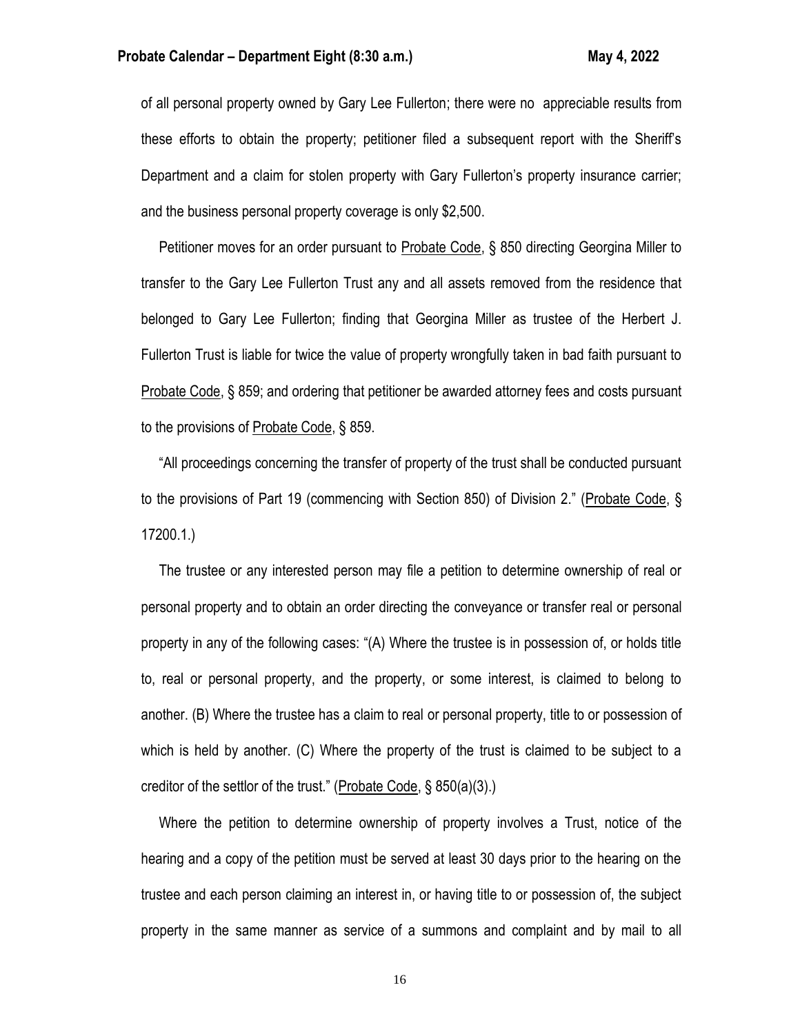of all personal property owned by Gary Lee Fullerton; there were no appreciable results from these efforts to obtain the property; petitioner filed a subsequent report with the Sheriff's Department and a claim for stolen property with Gary Fullerton's property insurance carrier; and the business personal property coverage is only $2,500.

Petitioner moves for an order pursuant to Probate Code, § 850 directing Georgina Miller to transfer to the Gary Lee Fullerton Trust any and all assets removed from the residence that belonged to Gary Lee Fullerton; finding that Georgina Miller as trustee of the Herbert J. Fullerton Trust is liable for twice the value of property wrongfully taken in bad faith pursuant to Probate Code, § 859; and ordering that petitioner be awarded attorney fees and costs pursuant to the provisions of Probate Code, § 859.

"All proceedings concerning the transfer of property of the trust shall be conducted pursuant to the provisions of Part 19 (commencing with Section 850) of Division 2." (Probate Code, § 17200.1.)

The trustee or any interested person may file a petition to determine ownership of real or personal property and to obtain an order directing the conveyance or transfer real or personal property in any of the following cases: "(A) Where the trustee is in possession of, or holds title to, real or personal property, and the property, or some interest, is claimed to belong to another. (B) Where the trustee has a claim to real or personal property, title to or possession of which is held by another. (C) Where the property of the trust is claimed to be subject to a creditor of the settlor of the trust." (Probate Code, § 850(a)(3).)

Where the petition to determine ownership of property involves a Trust, notice of the hearing and a copy of the petition must be served at least 30 days prior to the hearing on the trustee and each person claiming an interest in, or having title to or possession of, the subject property in the same manner as service of a summons and complaint and by mail to all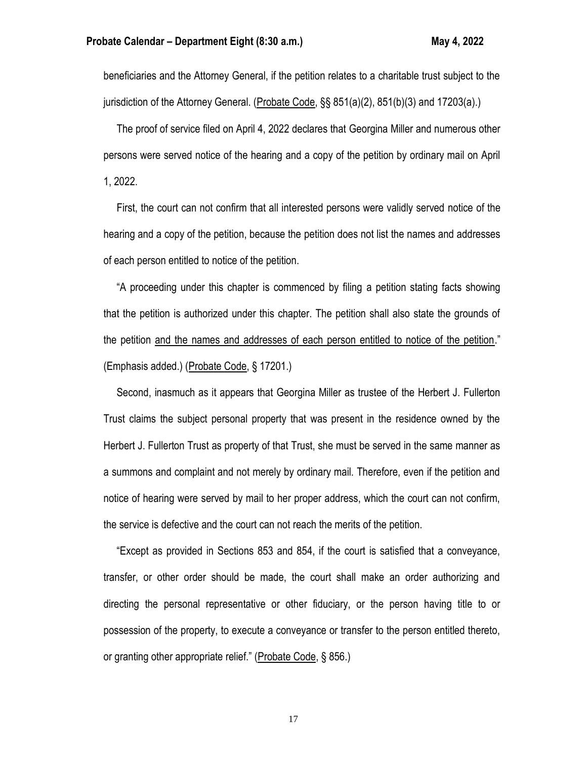beneficiaries and the Attorney General, if the petition relates to a charitable trust subject to the jurisdiction of the Attorney General. (Probate Code, §§ 851(a)(2), 851(b)(3) and 17203(a).)

The proof of service filed on April 4, 2022 declares that Georgina Miller and numerous other persons were served notice of the hearing and a copy of the petition by ordinary mail on April 1, 2022.

First, the court can not confirm that all interested persons were validly served notice of the hearing and a copy of the petition, because the petition does not list the names and addresses of each person entitled to notice of the petition.

"A proceeding under this chapter is commenced by filing a petition stating facts showing that the petition is authorized under this chapter. The petition shall also state the grounds of the petition and the names and addresses of each person entitled to notice of the petition." (Emphasis added.) (Probate Code, § 17201.)

Second, inasmuch as it appears that Georgina Miller as trustee of the Herbert J. Fullerton Trust claims the subject personal property that was present in the residence owned by the Herbert J. Fullerton Trust as property of that Trust, she must be served in the same manner as a summons and complaint and not merely by ordinary mail. Therefore, even if the petition and notice of hearing were served by mail to her proper address, which the court can not confirm, the service is defective and the court can not reach the merits of the petition.

"Except as provided in Sections 853 and 854, if the court is satisfied that a conveyance, transfer, or other order should be made, the court shall make an order authorizing and directing the personal representative or other fiduciary, or the person having title to or possession of the property, to execute a conveyance or transfer to the person entitled thereto, or granting other appropriate relief." (Probate Code, § 856.)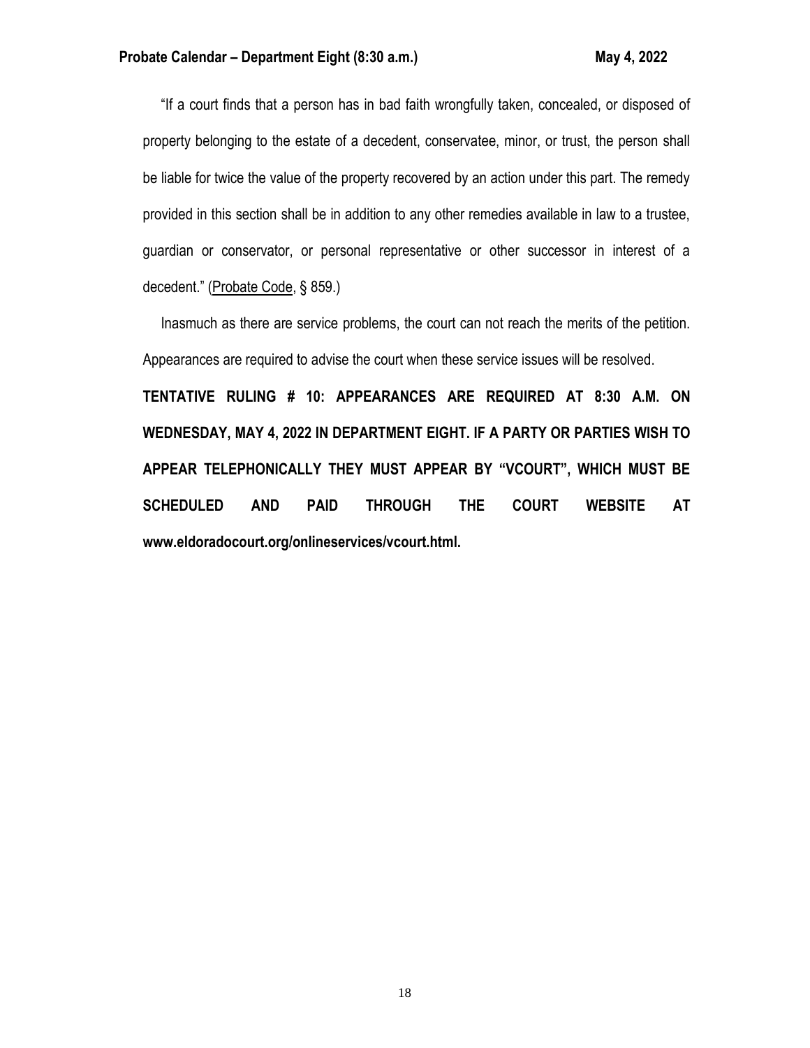"If a court finds that a person has in bad faith wrongfully taken, concealed, or disposed of property belonging to the estate of a decedent, conservatee, minor, or trust, the person shall be liable for twice the value of the property recovered by an action under this part. The remedy provided in this section shall be in addition to any other remedies available in law to a trustee, guardian or conservator, or personal representative or other successor in interest of a decedent." (Probate Code, § 859.)

Inasmuch as there are service problems, the court can not reach the merits of the petition. Appearances are required to advise the court when these service issues will be resolved.

**TENTATIVE RULING # 10: APPEARANCES ARE REQUIRED AT 8:30 A.M. ON WEDNESDAY, MAY 4, 2022 IN DEPARTMENT EIGHT. IF A PARTY OR PARTIES WISH TO APPEAR TELEPHONICALLY THEY MUST APPEAR BY "VCOURT", WHICH MUST BE SCHEDULED AND PAID THROUGH THE COURT WEBSITE AT www.eldoradocourt.org/onlineservices/vcourt.html.**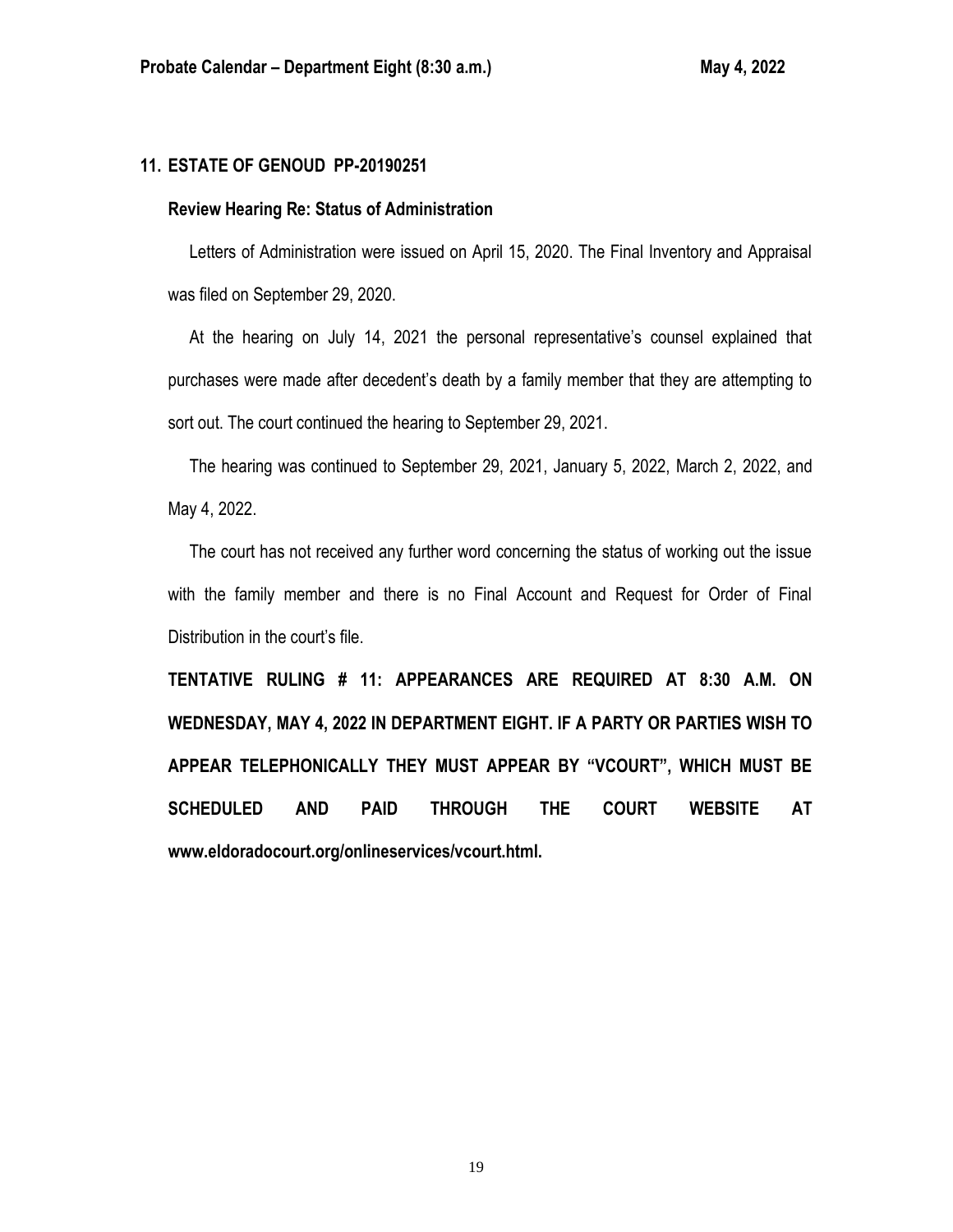## 11. ESTATE OF GENOUD PP-20190251

### Review Hearing Re: Status of Administration

Letters of Administration were issued on April 15, 2020. The Final Inventory and Appraisal was filed on September 29, 2020.

At the hearing on July 14, 2021 the personal representative's counsel explained that purchases were made after decedent's death by a family member that they are attempting to sort out. The court continued the hearing to September 29, 2021.

The hearing was continued to September 29, 2021, January 5, 2022, March 2, 2022, and May 4, 2022.

The court has not received any further word concerning the status of working out the issue with the family member and there is no Final Account and Request for Order of Final Distribution in the court's file.

**TENTATIVE RULING # 11: APPEARANCES ARE REQUIRED AT 8:30 A.M. ON WEDNESDAY, MAY 4, 2022 IN DEPARTMENT EIGHT. IF A PARTY OR PARTIES WISH TO APPEAR TELEPHONICALLY THEY MUST APPEAR BY "VCOURT", WHICH MUST BE SCHEDULED AND PAID THROUGH THE COURT WEBSITE AT www.eldoradocourt.org/onlineservices/vcourt.html.**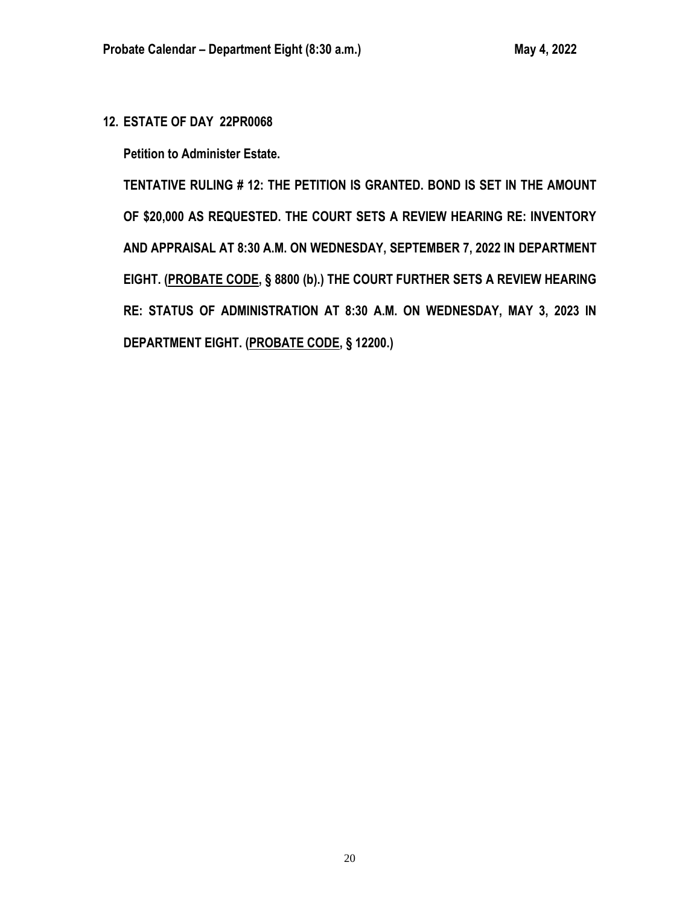**12. ESTATE OF DAY 22PR0068**

**Petition to Administer Estate.**

**TENTATIVE RULING # 12: THE PETITION IS GRANTED. BOND IS SET IN THE AMOUNT OF $20,000 AS REQUESTED. THE COURT SETS A REVIEW HEARING RE: INVENTORY AND APPRAISAL AT 8:30 A.M. ON WEDNESDAY, SEPTEMBER 7, 2022 IN DEPARTMENT EIGHT. (PROBATE CODE, § 8800 (b).) THE COURT FURTHER SETS A REVIEW HEARING RE: STATUS OF ADMINISTRATION AT 8:30 A.M. ON WEDNESDAY, MAY 3, 2023 IN DEPARTMENT EIGHT. (PROBATE CODE, § 12200.)**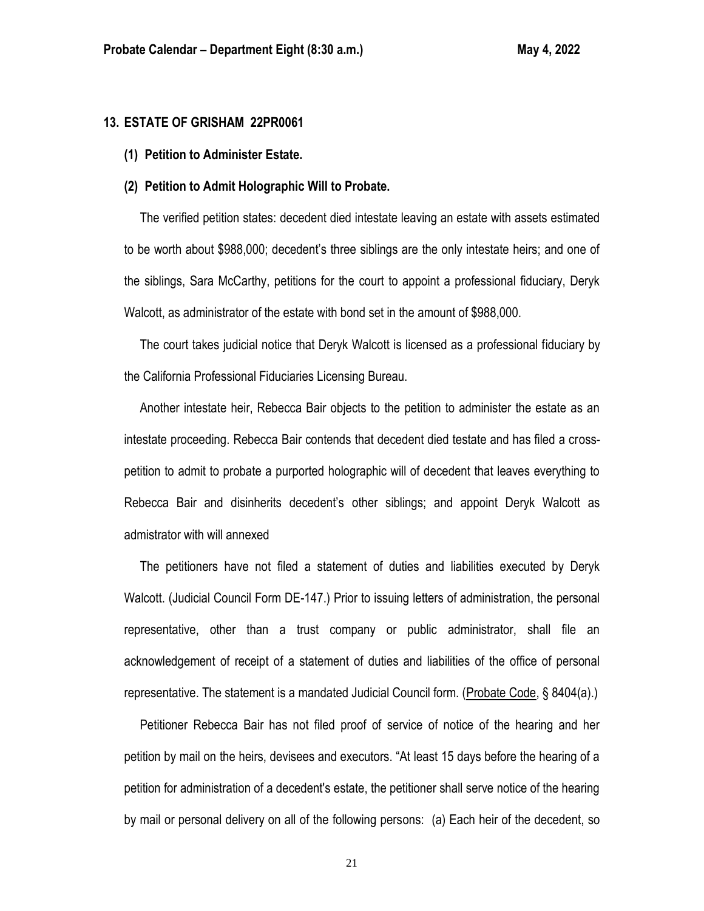## 13. ESTATE OF GRISHAM 22PR0061

**(1) Petition to Administer Estate.**

**(2) Petition to Admit Holographic Will to Probate.**

The verified petition states: decedent died intestate leaving an estate with assets estimated to be worth about $988,000; decedent's three siblings are the only intestate heirs; and one of the siblings, Sara McCarthy, petitions for the court to appoint a professional fiduciary, Deryk Walcott, as administrator of the estate with bond set in the amount of $988,000.

The court takes judicial notice that Deryk Walcott is licensed as a professional fiduciary by the California Professional Fiduciaries Licensing Bureau.

Another intestate heir, Rebecca Bair objects to the petition to administer the estate as an intestate proceeding. Rebecca Bair contends that decedent died testate and has filed a cross-petition to admit to probate a purported holographic will of decedent that leaves everything to Rebecca Bair and disinherits decedent's other siblings; and appoint Deryk Walcott as admistrator with will annexed

The petitioners have not filed a statement of duties and liabilities executed by Deryk Walcott. (Judicial Council Form DE-147.) Prior to issuing letters of administration, the personal representative, other than a trust company or public administrator, shall file an acknowledgement of receipt of a statement of duties and liabilities of the office of personal representative. The statement is a mandated Judicial Council form. (Probate Code, § 8404(a).)

Petitioner Rebecca Bair has not filed proof of service of notice of the hearing and her petition by mail on the heirs, devisees and executors. "At least 15 days before the hearing of a petition for administration of a decedent's estate, the petitioner shall serve notice of the hearing by mail or personal delivery on all of the following persons: (a) Each heir of the decedent, so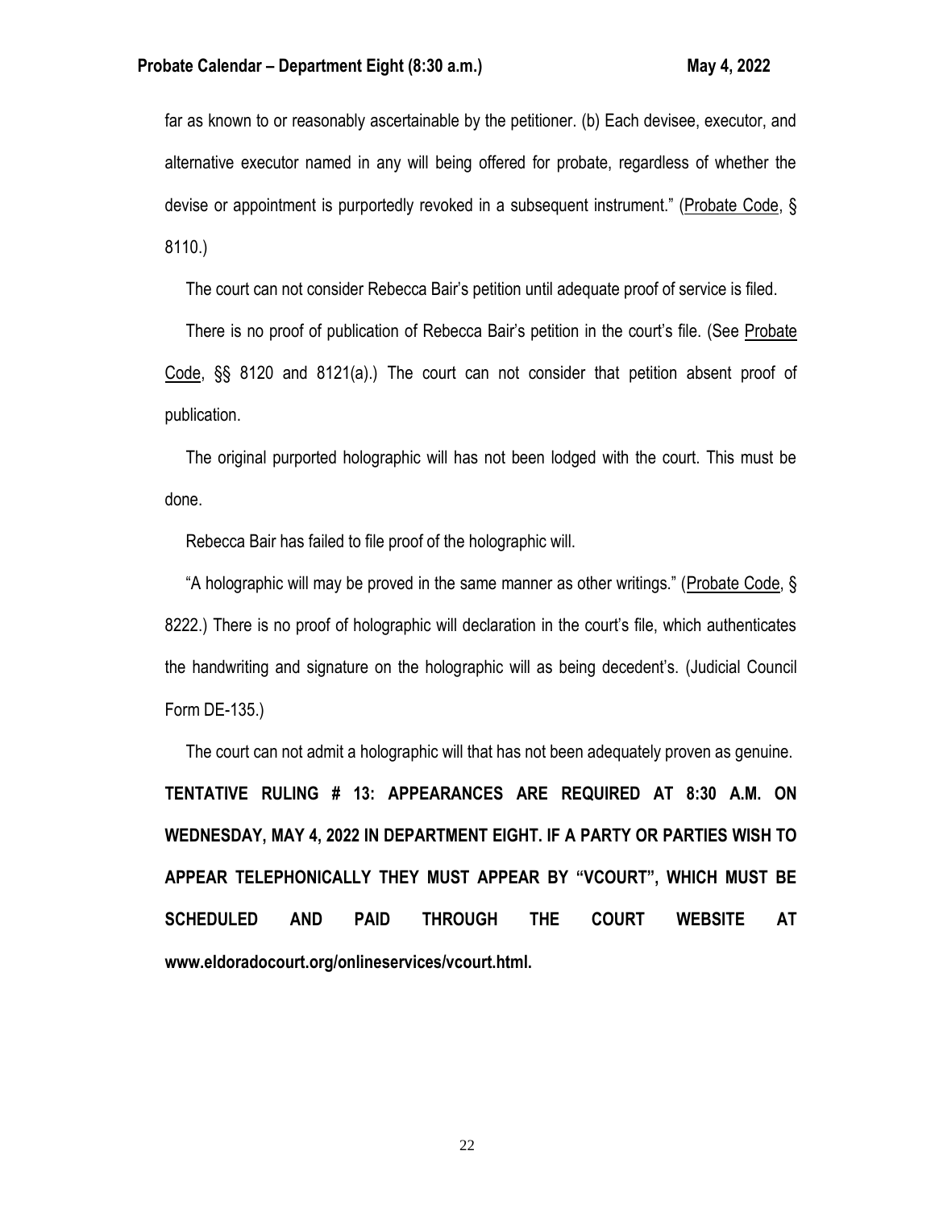far as known to or reasonably ascertainable by the petitioner. (b) Each devisee, executor, and alternative executor named in any will being offered for probate, regardless of whether the devise or appointment is purportedly revoked in a subsequent instrument." (Probate Code, § 8110.)

The court can not consider Rebecca Bair's petition until adequate proof of service is filed.

There is no proof of publication of Rebecca Bair's petition in the court's file. (See Probate Code, §§ 8120 and 8121(a).) The court can not consider that petition absent proof of publication.

The original purported holographic will has not been lodged with the court. This must be done.

Rebecca Bair has failed to file proof of the holographic will.

"A holographic will may be proved in the same manner as other writings." (Probate Code, § 8222.) There is no proof of holographic will declaration in the court's file, which authenticates the handwriting and signature on the holographic will as being decedent's. (Judicial Council Form DE-135.)

The court can not admit a holographic will that has not been adequately proven as genuine.

**TENTATIVE RULING # 13: APPEARANCES ARE REQUIRED AT 8:30 A.M. ON WEDNESDAY, MAY 4, 2022 IN DEPARTMENT EIGHT. IF A PARTY OR PARTIES WISH TO APPEAR TELEPHONICALLY THEY MUST APPEAR BY "VCOURT", WHICH MUST BE SCHEDULED AND PAID THROUGH THE COURT WEBSITE AT www.eldoradocourt.org/onlineservices/vcourt.html.**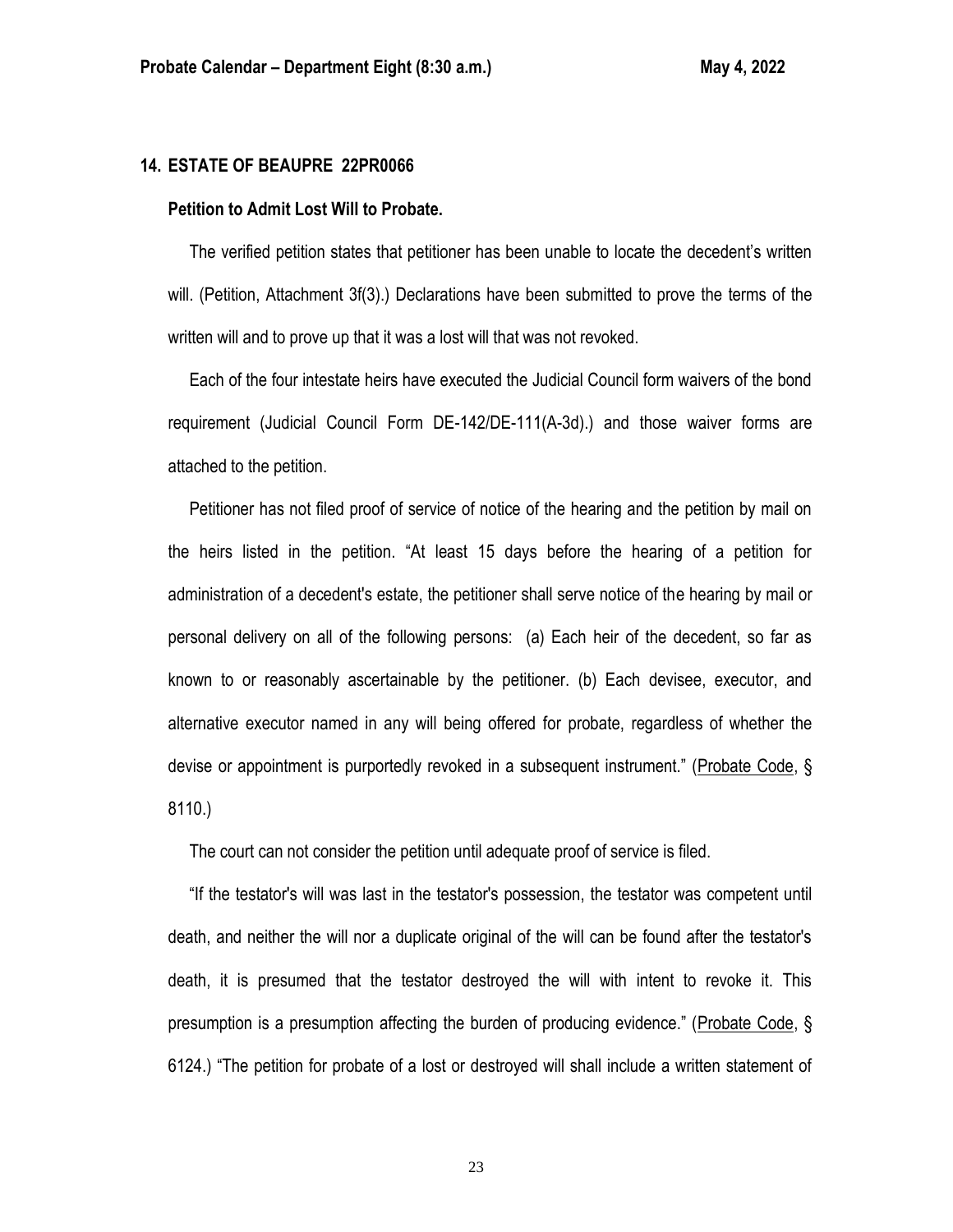## 14. ESTATE OF BEAUPRE 22PR0066

### Petition to Admit Lost Will to Probate.

The verified petition states that petitioner has been unable to locate the decedent's written will. (Petition, Attachment 3f(3).) Declarations have been submitted to prove the terms of the written will and to prove up that it was a lost will that was not revoked.

Each of the four intestate heirs have executed the Judicial Council form waivers of the bond requirement (Judicial Council Form DE-142/DE-111(A-3d).) and those waiver forms are attached to the petition.

Petitioner has not filed proof of service of notice of the hearing and the petition by mail on the heirs listed in the petition. "At least 15 days before the hearing of a petition for administration of a decedent's estate, the petitioner shall serve notice of the hearing by mail or personal delivery on all of the following persons: (a) Each heir of the decedent, so far as known to or reasonably ascertainable by the petitioner. (b) Each devisee, executor, and alternative executor named in any will being offered for probate, regardless of whether the devise or appointment is purportedly revoked in a subsequent instrument." (Probate Code, § 8110.)

The court can not consider the petition until adequate proof of service is filed.

"If the testator's will was last in the testator's possession, the testator was competent until death, and neither the will nor a duplicate original of the will can be found after the testator's death, it is presumed that the testator destroyed the will with intent to revoke it. This presumption is a presumption affecting the burden of producing evidence." (Probate Code, § 6124.) "The petition for probate of a lost or destroyed will shall include a written statement of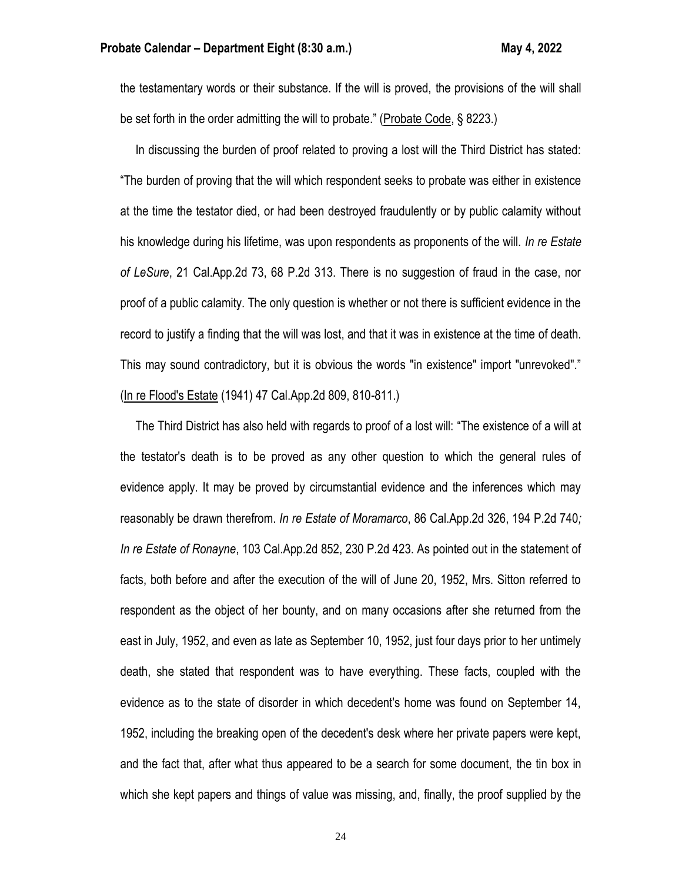the testamentary words or their substance. If the will is proved, the provisions of the will shall be set forth in the order admitting the will to probate." (Probate Code, § 8223.)

In discussing the burden of proof related to proving a lost will the Third District has stated: "The burden of proving that the will which respondent seeks to probate was either in existence at the time the testator died, or had been destroyed fraudulently or by public calamity without his knowledge during his lifetime, was upon respondents as proponents of the will. *In re Estate of LeSure*, 21 Cal.App.2d 73, 68 P.2d 313. There is no suggestion of fraud in the case, nor proof of a public calamity. The only question is whether or not there is sufficient evidence in the record to justify a finding that the will was lost, and that it was in existence at the time of death. This may sound contradictory, but it is obvious the words "in existence" import "unrevoked"." (In re Flood's Estate (1941) 47 Cal.App.2d 809, 810-811.)

The Third District has also held with regards to proof of a lost will: "The existence of a will at the testator's death is to be proved as any other question to which the general rules of evidence apply. It may be proved by circumstantial evidence and the inferences which may reasonably be drawn therefrom. *In re Estate of Moramarco*, 86 Cal.App.2d 326, 194 P.2d 740*; In re Estate of Ronayne*, 103 Cal.App.2d 852, 230 P.2d 423. As pointed out in the statement of facts, both before and after the execution of the will of June 20, 1952, Mrs. Sitton referred to respondent as the object of her bounty, and on many occasions after she returned from the east in July, 1952, and even as late as September 10, 1952, just four days prior to her untimely death, she stated that respondent was to have everything. These facts, coupled with the evidence as to the state of disorder in which decedent's home was found on September 14, 1952, including the breaking open of the decedent's desk where her private papers were kept, and the fact that, after what thus appeared to be a search for some document, the tin box in which she kept papers and things of value was missing, and, finally, the proof supplied by the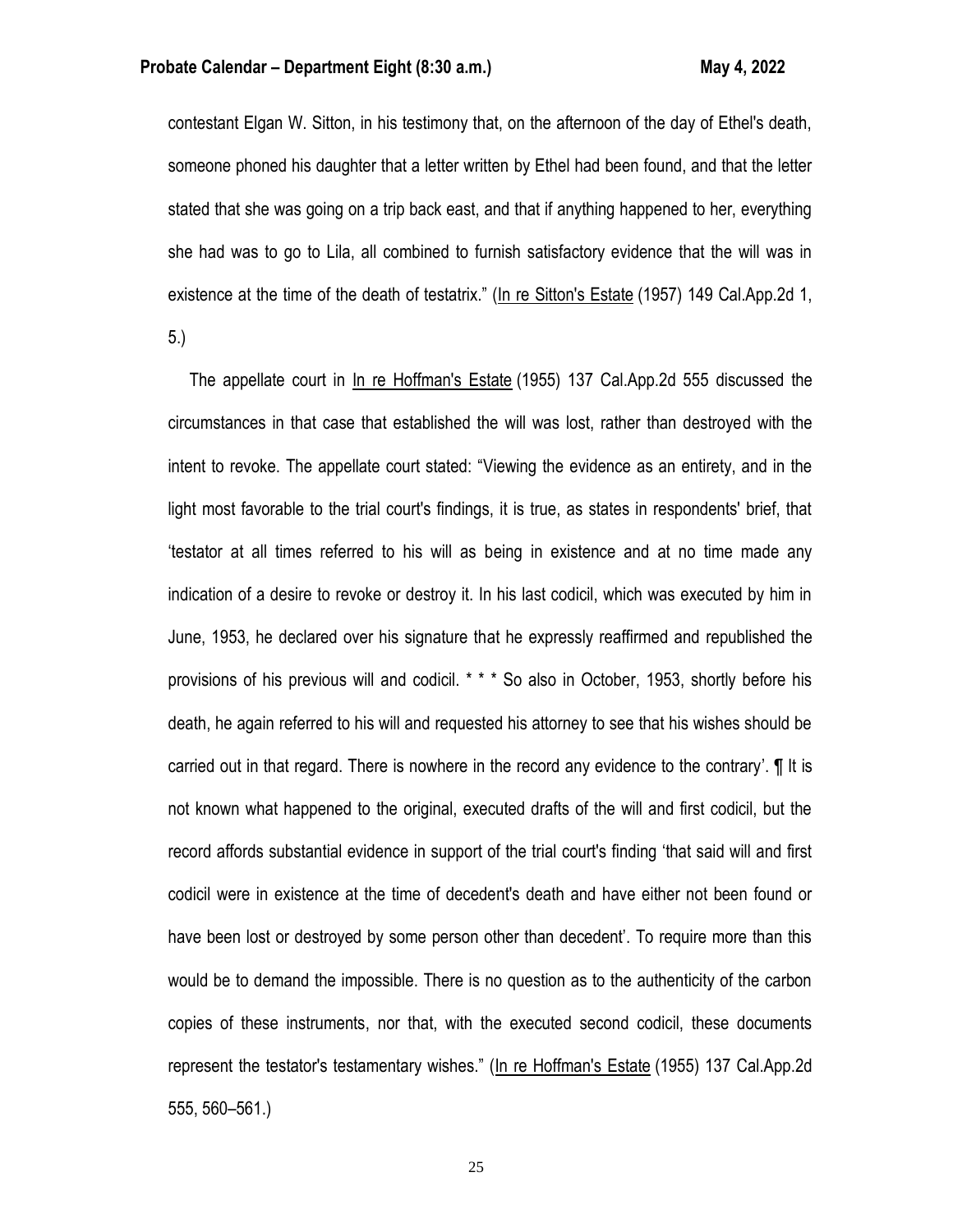contestant Elgan W. Sitton, in his testimony that, on the afternoon of the day of Ethel's death, someone phoned his daughter that a letter written by Ethel had been found, and that the letter stated that she was going on a trip back east, and that if anything happened to her, everything she had was to go to Lila, all combined to furnish satisfactory evidence that the will was in existence at the time of the death of testatrix." (In re Sitton's Estate (1957) 149 Cal.App.2d 1, 5.)

The appellate court in In re Hoffman's Estate (1955) 137 Cal.App.2d 555 discussed the circumstances in that case that established the will was lost, rather than destroyed with the intent to revoke. The appellate court stated: "Viewing the evidence as an entirety, and in the light most favorable to the trial court's findings, it is true, as states in respondents' brief, that 'testator at all times referred to his will as being in existence and at no time made any indication of a desire to revoke or destroy it. In his last codicil, which was executed by him in June, 1953, he declared over his signature that he expressly reaffirmed and republished the provisions of his previous will and codicil. * * * So also in October, 1953, shortly before his death, he again referred to his will and requested his attorney to see that his wishes should be carried out in that regard. There is nowhere in the record any evidence to the contrary'. ¶ It is not known what happened to the original, executed drafts of the will and first codicil, but the record affords substantial evidence in support of the trial court's finding 'that said will and first codicil were in existence at the time of decedent's death and have either not been found or have been lost or destroyed by some person other than decedent'. To require more than this would be to demand the impossible. There is no question as to the authenticity of the carbon copies of these instruments, nor that, with the executed second codicil, these documents represent the testator's testamentary wishes." (In re Hoffman's Estate (1955) 137 Cal.App.2d 555, 560–561.)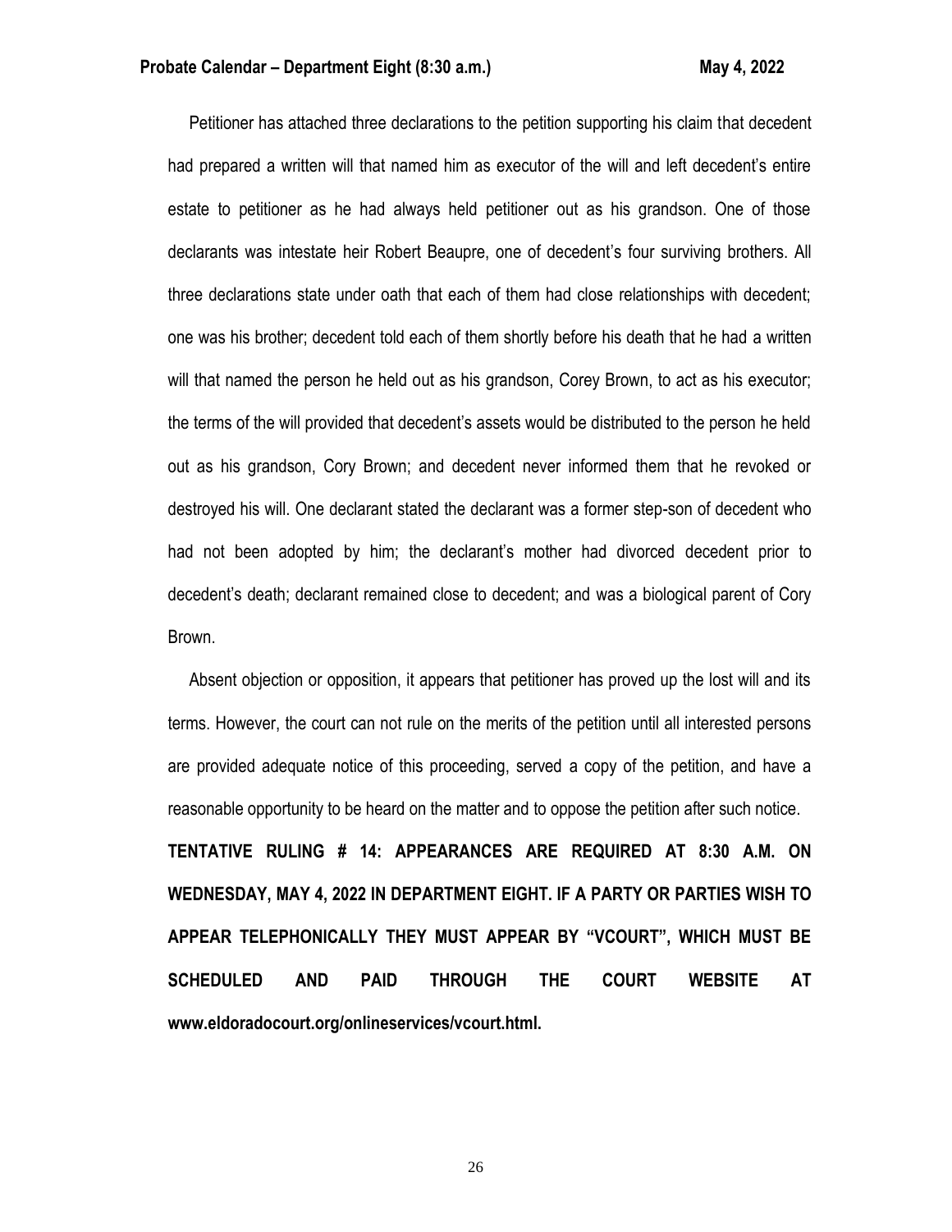Petitioner has attached three declarations to the petition supporting his claim that decedent had prepared a written will that named him as executor of the will and left decedent's entire estate to petitioner as he had always held petitioner out as his grandson. One of those declarants was intestate heir Robert Beaupre, one of decedent's four surviving brothers. All three declarations state under oath that each of them had close relationships with decedent; one was his brother; decedent told each of them shortly before his death that he had a written will that named the person he held out as his grandson, Corey Brown, to act as his executor; the terms of the will provided that decedent's assets would be distributed to the person he held out as his grandson, Cory Brown; and decedent never informed them that he revoked or destroyed his will. One declarant stated the declarant was a former step-son of decedent who had not been adopted by him; the declarant's mother had divorced decedent prior to decedent's death; declarant remained close to decedent; and was a biological parent of Cory Brown.

Absent objection or opposition, it appears that petitioner has proved up the lost will and its terms. However, the court can not rule on the merits of the petition until all interested persons are provided adequate notice of this proceeding, served a copy of the petition, and have a reasonable opportunity to be heard on the matter and to oppose the petition after such notice.

**TENTATIVE RULING # 14: APPEARANCES ARE REQUIRED AT 8:30 A.M. ON WEDNESDAY, MAY 4, 2022 IN DEPARTMENT EIGHT. IF A PARTY OR PARTIES WISH TO APPEAR TELEPHONICALLY THEY MUST APPEAR BY "VCOURT", WHICH MUST BE SCHEDULED AND PAID THROUGH THE COURT WEBSITE AT www.eldoradocourt.org/onlineservices/vcourt.html.**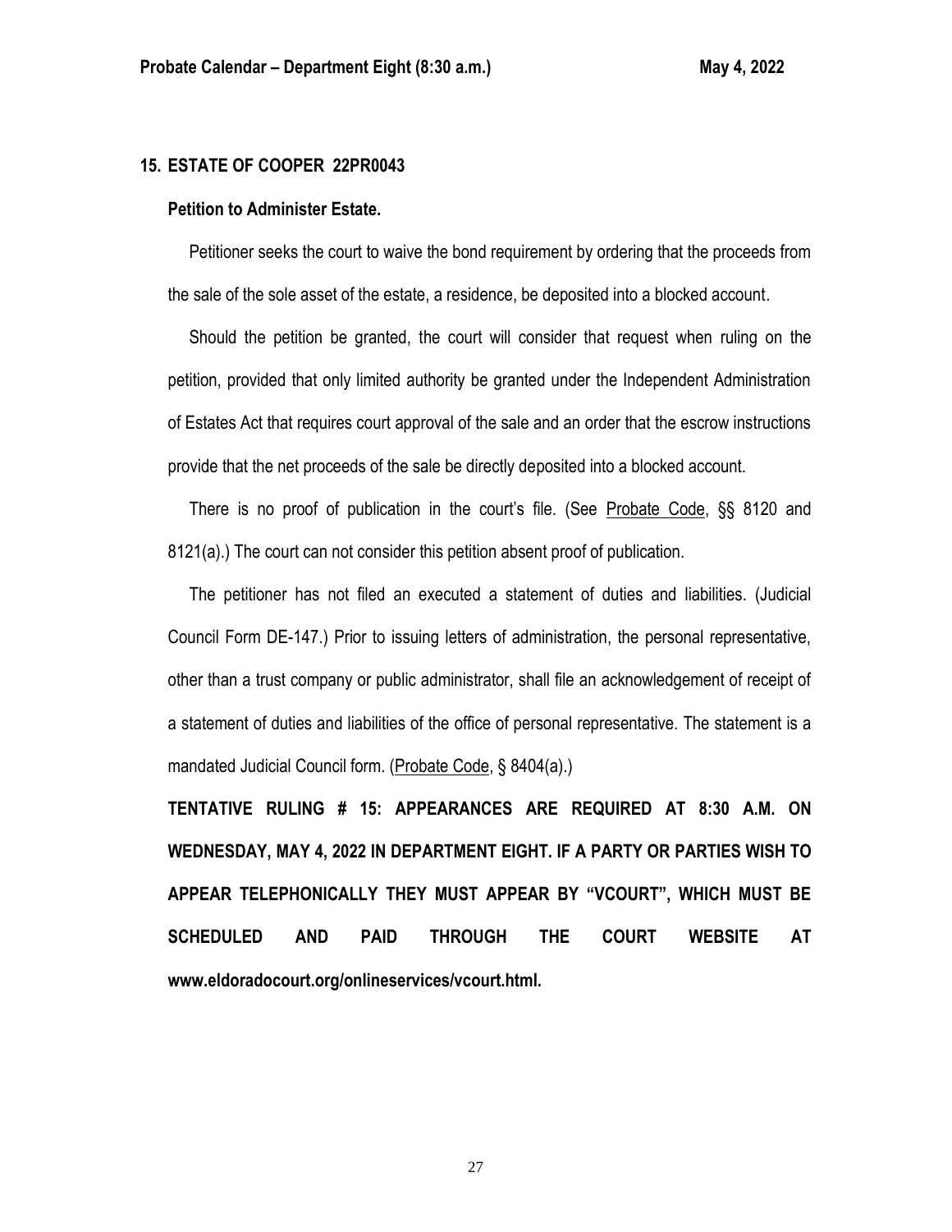## 15. ESTATE OF COOPER 22PR0043

### Petition to Administer Estate.

Petitioner seeks the court to waive the bond requirement by ordering that the proceeds from the sale of the sole asset of the estate, a residence, be deposited into a blocked account.

Should the petition be granted, the court will consider that request when ruling on the petition, provided that only limited authority be granted under the Independent Administration of Estates Act that requires court approval of the sale and an order that the escrow instructions provide that the net proceeds of the sale be directly deposited into a blocked account.

There is no proof of publication in the court's file. (See Probate Code, §§ 8120 and 8121(a).) The court can not consider this petition absent proof of publication.

The petitioner has not filed an executed a statement of duties and liabilities. (Judicial Council Form DE-147.) Prior to issuing letters of administration, the personal representative, other than a trust company or public administrator, shall file an acknowledgement of receipt of a statement of duties and liabilities of the office of personal representative. The statement is a mandated Judicial Council form. (Probate Code, § 8404(a).)

**TENTATIVE RULING # 15: APPEARANCES ARE REQUIRED AT 8:30 A.M. ON WEDNESDAY, MAY 4, 2022 IN DEPARTMENT EIGHT. IF A PARTY OR PARTIES WISH TO APPEAR TELEPHONICALLY THEY MUST APPEAR BY "VCOURT", WHICH MUST BE SCHEDULED AND PAID THROUGH THE COURT WEBSITE AT www.eldoradocourt.org/onlineservices/vcourt.html.**